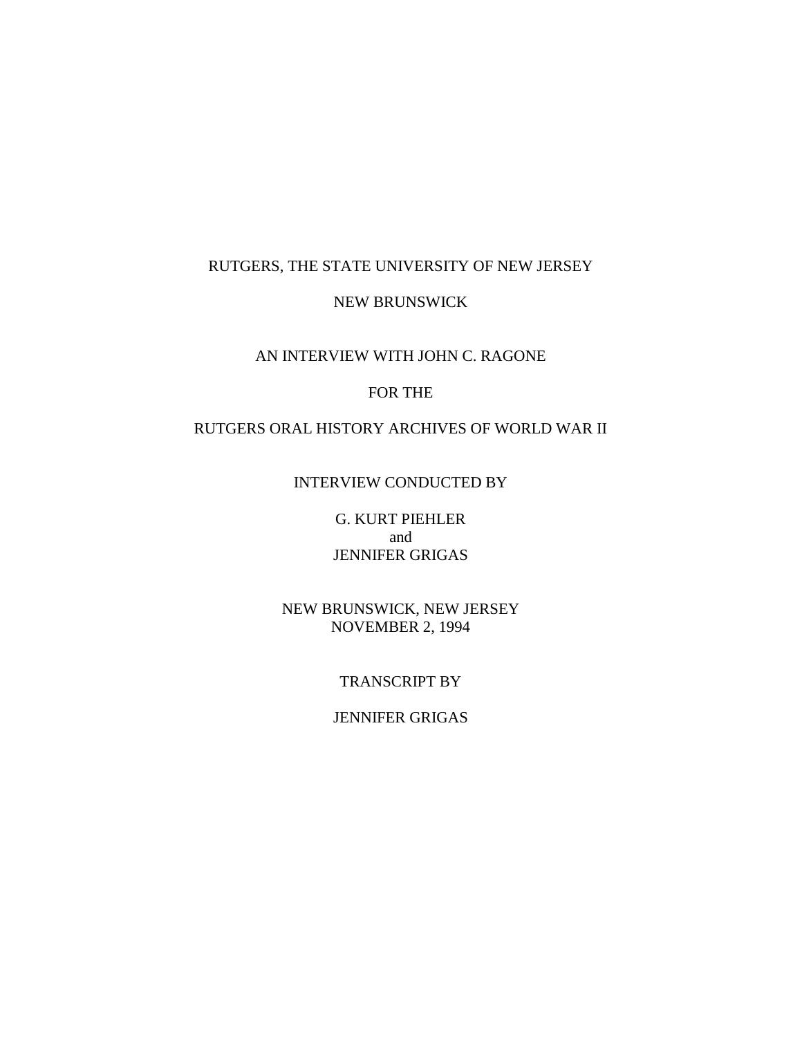RUTGERS, THE STATE UNIVERSITY OF NEW JERSEY

NEW BRUNSWICK

AN INTERVIEW WITH JOHN C. RAGONE

FOR THE

RUTGERS ORAL HISTORY ARCHIVES OF WORLD WAR II

INTERVIEW CONDUCTED BY

G. KURT PIEHLER
and
JENNIFER GRIGAS

NEW BRUNSWICK, NEW JERSEY
NOVEMBER 2, 1994

TRANSCRIPT BY

JENNIFER GRIGAS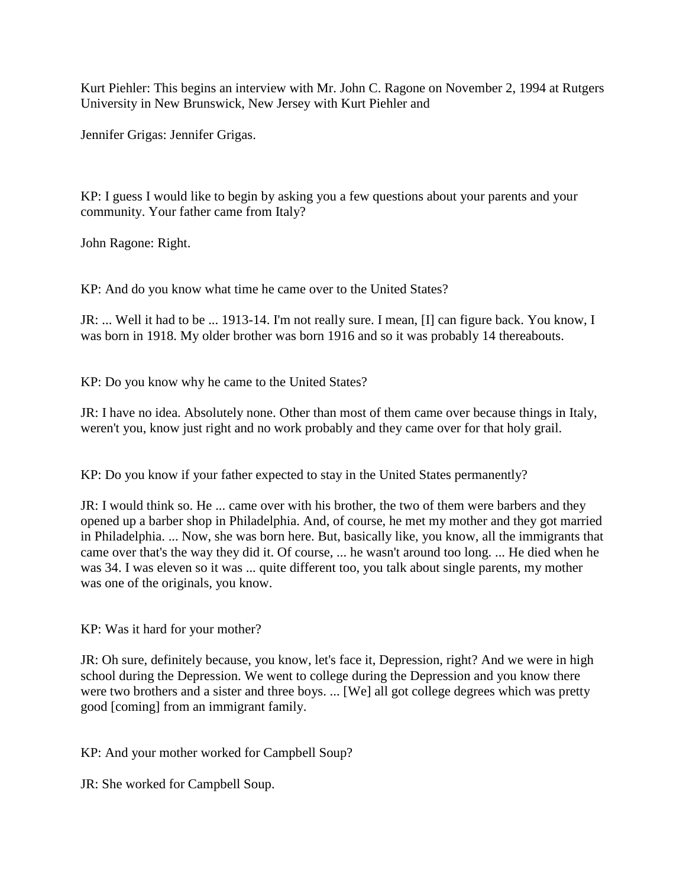Kurt Piehler: This begins an interview with Mr. John C. Ragone on November 2, 1994 at Rutgers University in New Brunswick, New Jersey with Kurt Piehler and

Jennifer Grigas: Jennifer Grigas.

KP: I guess I would like to begin by asking you a few questions about your parents and your community. Your father came from Italy?

John Ragone: Right.

KP: And do you know what time he came over to the United States?

JR: ... Well it had to be ... 1913-14. I'm not really sure. I mean, [I] can figure back. You know, I was born in 1918. My older brother was born 1916 and so it was probably 14 thereabouts.

KP: Do you know why he came to the United States?

JR: I have no idea. Absolutely none. Other than most of them came over because things in Italy, weren't you, know just right and no work probably and they came over for that holy grail.

KP: Do you know if your father expected to stay in the United States permanently?

JR: I would think so. He ... came over with his brother, the two of them were barbers and they opened up a barber shop in Philadelphia. And, of course, he met my mother and they got married in Philadelphia. ... Now, she was born here. But, basically like, you know, all the immigrants that came over that's the way they did it. Of course, ... he wasn't around too long. ... He died when he was 34. I was eleven so it was ... quite different too, you talk about single parents, my mother was one of the originals, you know.

KP: Was it hard for your mother?

JR: Oh sure, definitely because, you know, let's face it, Depression, right? And we were in high school during the Depression. We went to college during the Depression and you know there were two brothers and a sister and three boys. ... [We] all got college degrees which was pretty good [coming] from an immigrant family.

KP: And your mother worked for Campbell Soup?

JR: She worked for Campbell Soup.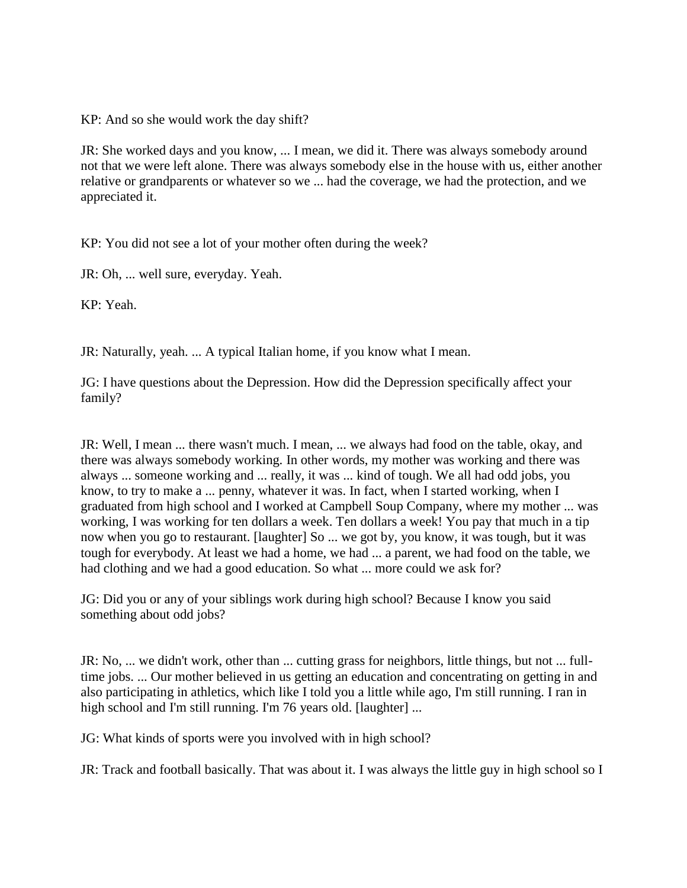KP: And so she would work the day shift?

JR: She worked days and you know, ... I mean, we did it. There was always somebody around not that we were left alone. There was always somebody else in the house with us, either another relative or grandparents or whatever so we ... had the coverage, we had the protection, and we appreciated it.

KP: You did not see a lot of your mother often during the week?

JR: Oh, ... well sure, everyday. Yeah.

KP: Yeah.

JR: Naturally, yeah. ... A typical Italian home, if you know what I mean.

JG: I have questions about the Depression. How did the Depression specifically affect your family?

JR: Well, I mean ... there wasn't much. I mean, ... we always had food on the table, okay, and there was always somebody working. In other words, my mother was working and there was always ... someone working and ... really, it was ... kind of tough. We all had odd jobs, you know, to try to make a ... penny, whatever it was. In fact, when I started working, when I graduated from high school and I worked at Campbell Soup Company, where my mother ... was working, I was working for ten dollars a week. Ten dollars a week! You pay that much in a tip now when you go to restaurant. [laughter] So ... we got by, you know, it was tough, but it was tough for everybody. At least we had a home, we had ... a parent, we had food on the table, we had clothing and we had a good education. So what ... more could we ask for?

JG: Did you or any of your siblings work during high school? Because I know you said something about odd jobs?

JR: No, ... we didn't work, other than ... cutting grass for neighbors, little things, but not ... full-time jobs. ... Our mother believed in us getting an education and concentrating on getting in and also participating in athletics, which like I told you a little while ago, I'm still running. I ran in high school and I'm still running. I'm 76 years old. [laughter] ...

JG: What kinds of sports were you involved with in high school?

JR: Track and football basically. That was about it. I was always the little guy in high school so I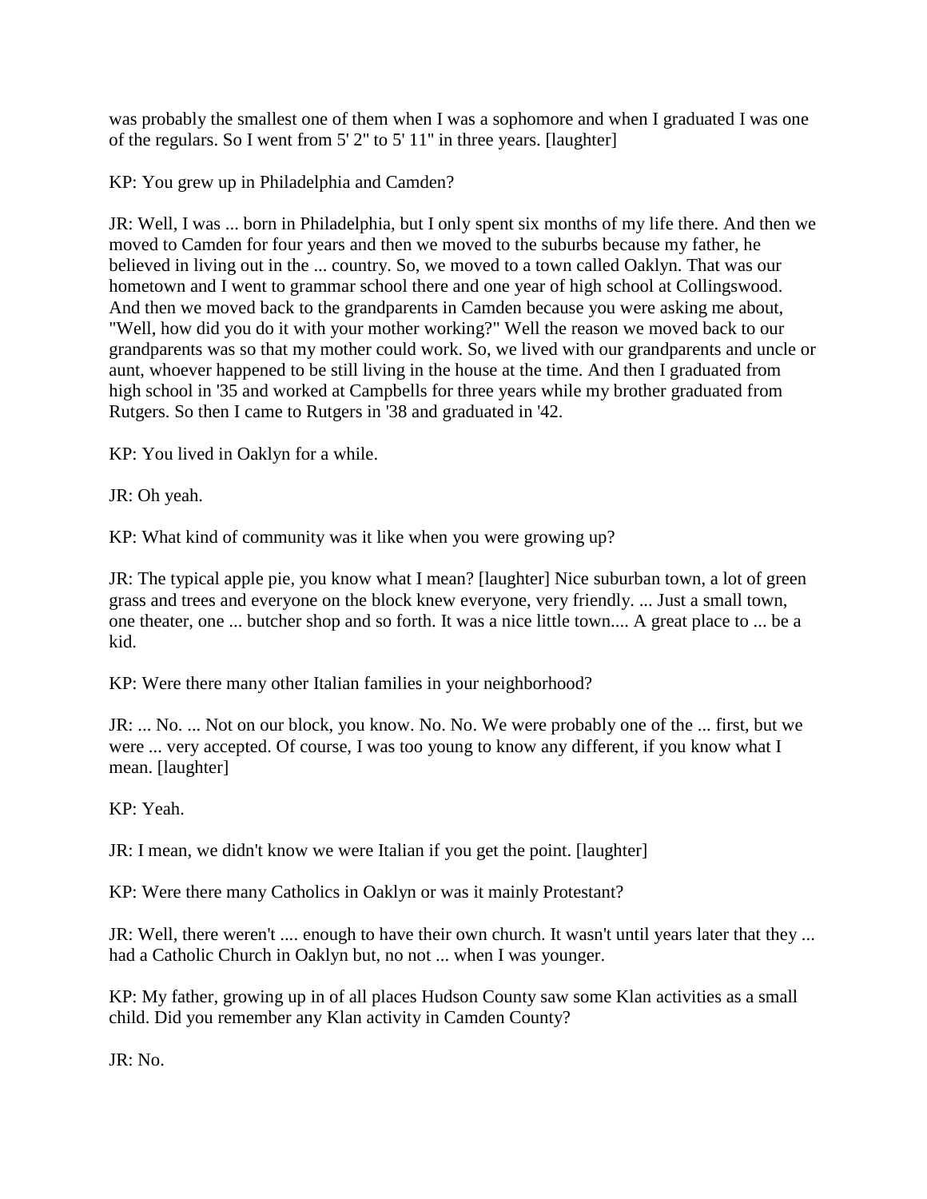was probably the smallest one of them when I was a sophomore and when I graduated I was one of the regulars. So I went from 5' 2" to 5' 11" in three years. [laughter]

KP: You grew up in Philadelphia and Camden?

JR: Well, I was ... born in Philadelphia, but I only spent six months of my life there. And then we moved to Camden for four years and then we moved to the suburbs because my father, he believed in living out in the ... country. So, we moved to a town called Oaklyn. That was our hometown and I went to grammar school there and one year of high school at Collingswood. And then we moved back to the grandparents in Camden because you were asking me about, "Well, how did you do it with your mother working?" Well the reason we moved back to our grandparents was so that my mother could work. So, we lived with our grandparents and uncle or aunt, whoever happened to be still living in the house at the time. And then I graduated from high school in '35 and worked at Campbells for three years while my brother graduated from Rutgers. So then I came to Rutgers in '38 and graduated in '42.

KP: You lived in Oaklyn for a while.

JR: Oh yeah.

KP: What kind of community was it like when you were growing up?

JR: The typical apple pie, you know what I mean? [laughter] Nice suburban town, a lot of green grass and trees and everyone on the block knew everyone, very friendly. ... Just a small town, one theater, one ... butcher shop and so forth. It was a nice little town.... A great place to ... be a kid.

KP: Were there many other Italian families in your neighborhood?

JR: ... No. ... Not on our block, you know. No. No. We were probably one of the ... first, but we were ... very accepted. Of course, I was too young to know any different, if you know what I mean. [laughter]

KP: Yeah.

JR: I mean, we didn't know we were Italian if you get the point. [laughter]

KP: Were there many Catholics in Oaklyn or was it mainly Protestant?

JR: Well, there weren't .... enough to have their own church. It wasn't until years later that they ... had a Catholic Church in Oaklyn but, no not ... when I was younger.

KP: My father, growing up in of all places Hudson County saw some Klan activities as a small child. Did you remember any Klan activity in Camden County?

JR: No.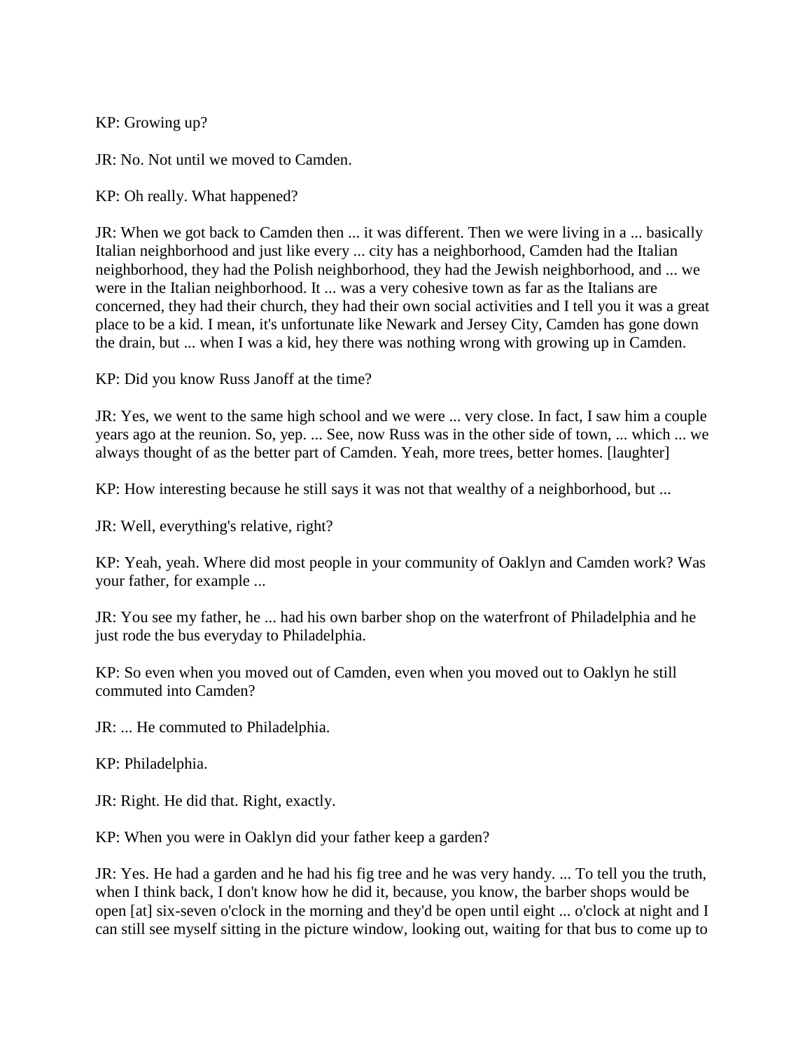KP: Growing up?

JR: No. Not until we moved to Camden.

KP: Oh really. What happened?

JR: When we got back to Camden then ... it was different. Then we were living in a ... basically Italian neighborhood and just like every ... city has a neighborhood, Camden had the Italian neighborhood, they had the Polish neighborhood, they had the Jewish neighborhood, and ... we were in the Italian neighborhood. It ... was a very cohesive town as far as the Italians are concerned, they had their church, they had their own social activities and I tell you it was a great place to be a kid. I mean, it's unfortunate like Newark and Jersey City, Camden has gone down the drain, but ... when I was a kid, hey there was nothing wrong with growing up in Camden.

KP: Did you know Russ Janoff at the time?

JR: Yes, we went to the same high school and we were ... very close. In fact, I saw him a couple years ago at the reunion. So, yep. ... See, now Russ was in the other side of town, ... which ... we always thought of as the better part of Camden. Yeah, more trees, better homes. [laughter]

KP: How interesting because he still says it was not that wealthy of a neighborhood, but ...

JR: Well, everything's relative, right?

KP: Yeah, yeah. Where did most people in your community of Oaklyn and Camden work? Was your father, for example ...

JR: You see my father, he ... had his own barber shop on the waterfront of Philadelphia and he just rode the bus everyday to Philadelphia.

KP: So even when you moved out of Camden, even when you moved out to Oaklyn he still commuted into Camden?

JR: ... He commuted to Philadelphia.

KP: Philadelphia.

JR: Right. He did that. Right, exactly.

KP: When you were in Oaklyn did your father keep a garden?

JR: Yes. He had a garden and he had his fig tree and he was very handy. ... To tell you the truth, when I think back, I don't know how he did it, because, you know, the barber shops would be open [at] six-seven o'clock in the morning and they'd be open until eight ... o'clock at night and I can still see myself sitting in the picture window, looking out, waiting for that bus to come up to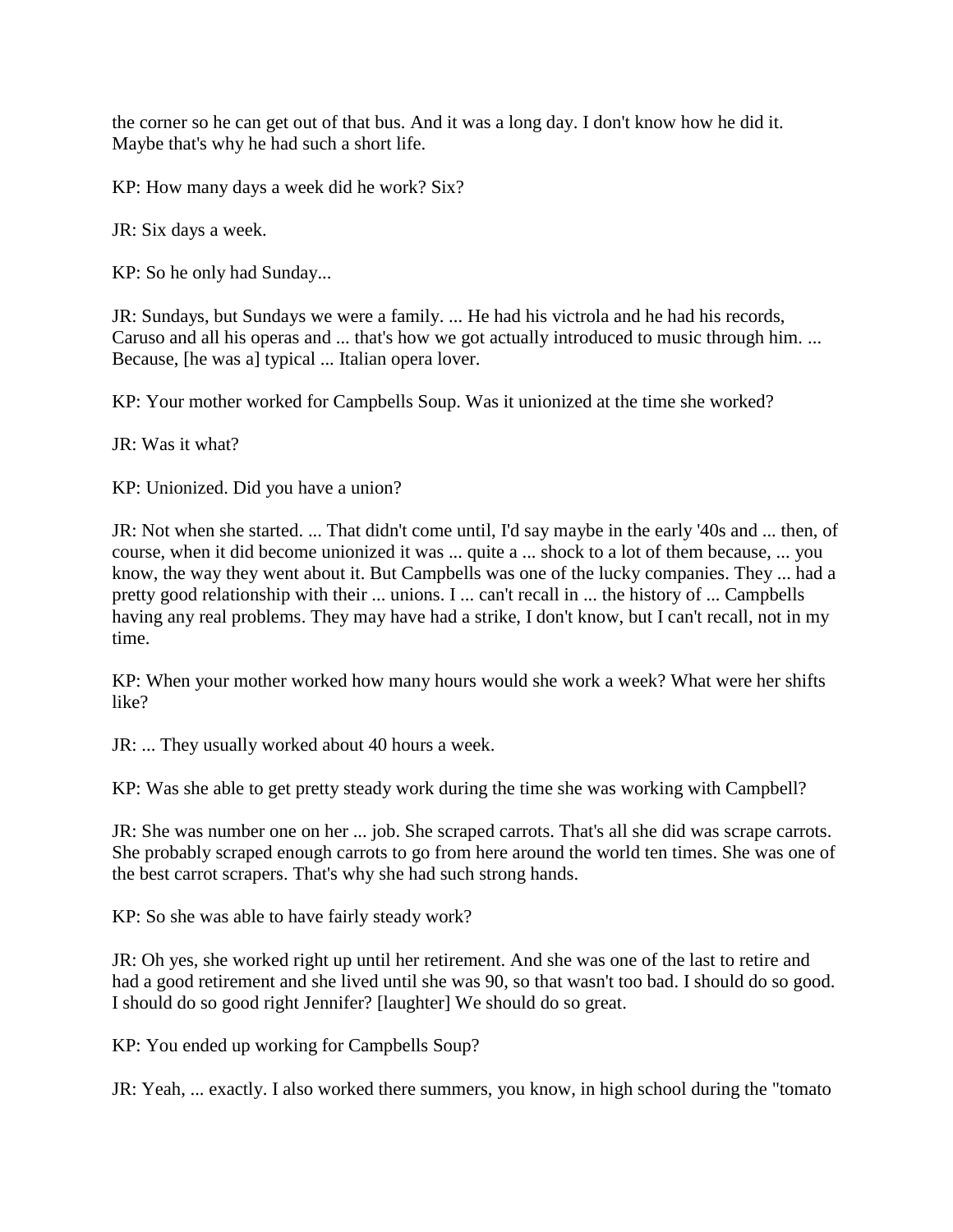the corner so he can get out of that bus. And it was a long day. I don't know how he did it. Maybe that's why he had such a short life.

KP: How many days a week did he work? Six?

JR: Six days a week.

KP: So he only had Sunday...

JR: Sundays, but Sundays we were a family. ... He had his victrola and he had his records, Caruso and all his operas and ... that's how we got actually introduced to music through him. ... Because, [he was a] typical ... Italian opera lover.

KP: Your mother worked for Campbells Soup. Was it unionized at the time she worked?

JR: Was it what?

KP: Unionized. Did you have a union?

JR: Not when she started. ... That didn't come until, I'd say maybe in the early '40s and ... then, of course, when it did become unionized it was ... quite a ... shock to a lot of them because, ... you know, the way they went about it. But Campbells was one of the lucky companies. They ... had a pretty good relationship with their ... unions. I ... can't recall in ... the history of ... Campbells having any real problems. They may have had a strike, I don't know, but I can't recall, not in my time.

KP: When your mother worked how many hours would she work a week? What were her shifts like?

JR: ... They usually worked about 40 hours a week.

KP: Was she able to get pretty steady work during the time she was working with Campbell?

JR: She was number one on her ... job. She scraped carrots. That's all she did was scrape carrots. She probably scraped enough carrots to go from here around the world ten times. She was one of the best carrot scrapers. That's why she had such strong hands.

KP: So she was able to have fairly steady work?

JR: Oh yes, she worked right up until her retirement. And she was one of the last to retire and had a good retirement and she lived until she was 90, so that wasn't too bad. I should do so good. I should do so good right Jennifer? [laughter] We should do so great.

KP: You ended up working for Campbells Soup?

JR: Yeah, ... exactly. I also worked there summers, you know, in high school during the "tomato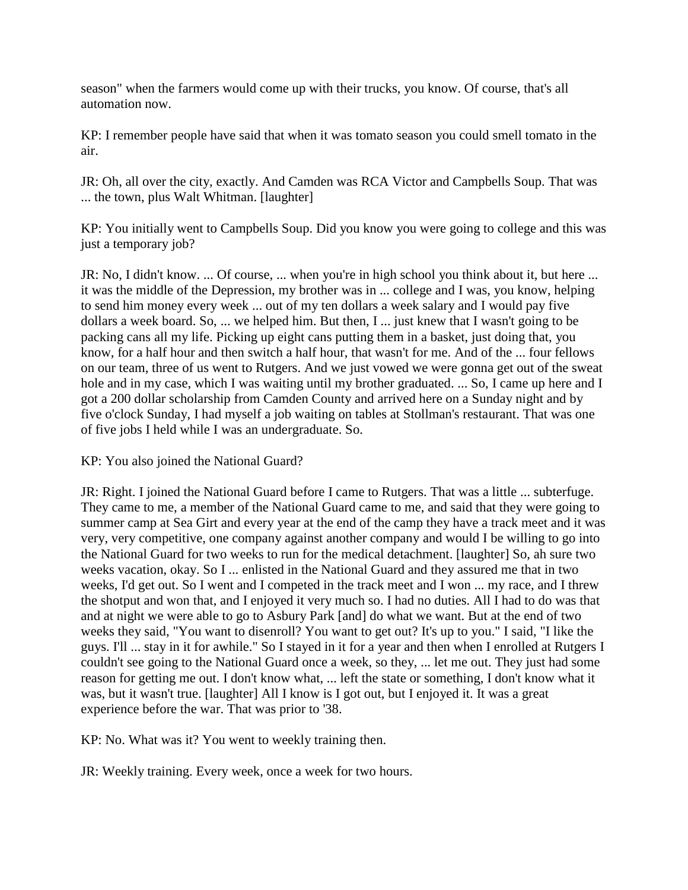season" when the farmers would come up with their trucks, you know. Of course, that's all automation now.

KP: I remember people have said that when it was tomato season you could smell tomato in the air.

JR: Oh, all over the city, exactly. And Camden was RCA Victor and Campbells Soup. That was ... the town, plus Walt Whitman. [laughter]

KP: You initially went to Campbells Soup. Did you know you were going to college and this was just a temporary job?

JR: No, I didn't know. ... Of course, ... when you're in high school you think about it, but here ... it was the middle of the Depression, my brother was in ... college and I was, you know, helping to send him money every week ... out of my ten dollars a week salary and I would pay five dollars a week board. So, ... we helped him. But then, I ... just knew that I wasn't going to be packing cans all my life. Picking up eight cans putting them in a basket, just doing that, you know, for a half hour and then switch a half hour, that wasn't for me. And of the ... four fellows on our team, three of us went to Rutgers. And we just vowed we were gonna get out of the sweat hole and in my case, which I was waiting until my brother graduated. ... So, I came up here and I got a 200 dollar scholarship from Camden County and arrived here on a Sunday night and by five o'clock Sunday, I had myself a job waiting on tables at Stollman's restaurant. That was one of five jobs I held while I was an undergraduate. So.

KP: You also joined the National Guard?

JR: Right. I joined the National Guard before I came to Rutgers. That was a little ... subterfuge. They came to me, a member of the National Guard came to me, and said that they were going to summer camp at Sea Girt and every year at the end of the camp they have a track meet and it was very, very competitive, one company against another company and would I be willing to go into the National Guard for two weeks to run for the medical detachment. [laughter] So, ah sure two weeks vacation, okay. So I ... enlisted in the National Guard and they assured me that in two weeks, I'd get out. So I went and I competed in the track meet and I won ... my race, and I threw the shotput and won that, and I enjoyed it very much so. I had no duties. All I had to do was that and at night we were able to go to Asbury Park [and] do what we want. But at the end of two weeks they said, "You want to disenroll? You want to get out? It's up to you." I said, "I like the guys. I'll ... stay in it for awhile." So I stayed in it for a year and then when I enrolled at Rutgers I couldn't see going to the National Guard once a week, so they, ... let me out. They just had some reason for getting me out. I don't know what, ... left the state or something, I don't know what it was, but it wasn't true. [laughter] All I know is I got out, but I enjoyed it. It was a great experience before the war. That was prior to '38.

KP: No. What was it? You went to weekly training then.

JR: Weekly training. Every week, once a week for two hours.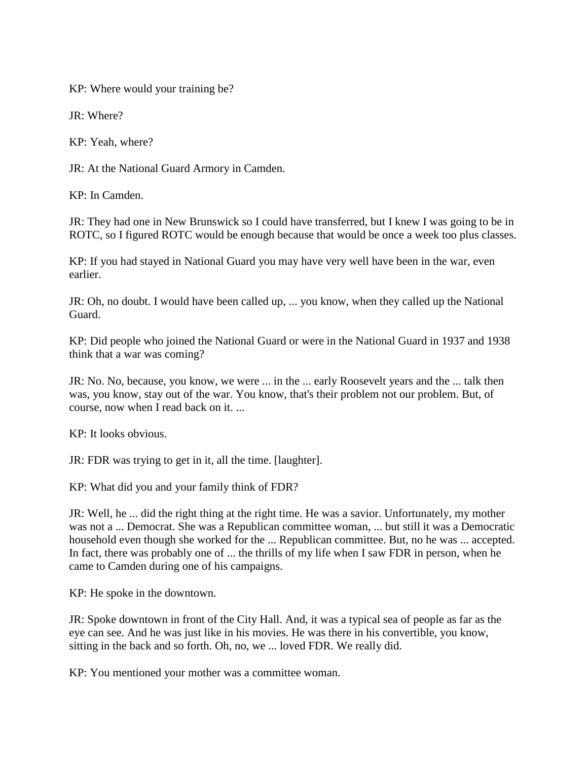KP: Where would your training be?

JR: Where?

KP: Yeah, where?

JR: At the National Guard Armory in Camden.

KP: In Camden.

JR: They had one in New Brunswick so I could have transferred, but I knew I was going to be in ROTC, so I figured ROTC would be enough because that would be once a week too plus classes.

KP: If you had stayed in National Guard you may have very well have been in the war, even earlier.

JR: Oh, no doubt. I would have been called up, ... you know, when they called up the National Guard.

KP: Did people who joined the National Guard or were in the National Guard in 1937 and 1938 think that a war was coming?

JR: No. No, because, you know, we were ... in the ... early Roosevelt years and the ... talk then was, you know, stay out of the war. You know, that's their problem not our problem. But, of course, now when I read back on it. ...

KP: It looks obvious.

JR: FDR was trying to get in it, all the time. [laughter].

KP: What did you and your family think of FDR?

JR: Well, he ... did the right thing at the right time. He was a savior. Unfortunately, my mother was not a ... Democrat. She was a Republican committee woman, ... but still it was a Democratic household even though she worked for the ... Republican committee. But, no he was ... accepted. In fact, there was probably one of ... the thrills of my life when I saw FDR in person, when he came to Camden during one of his campaigns.

KP: He spoke in the downtown.

JR: Spoke downtown in front of the City Hall. And, it was a typical sea of people as far as the eye can see. And he was just like in his movies. He was there in his convertible, you know, sitting in the back and so forth. Oh, no, we ... loved FDR. We really did.

KP: You mentioned your mother was a committee woman.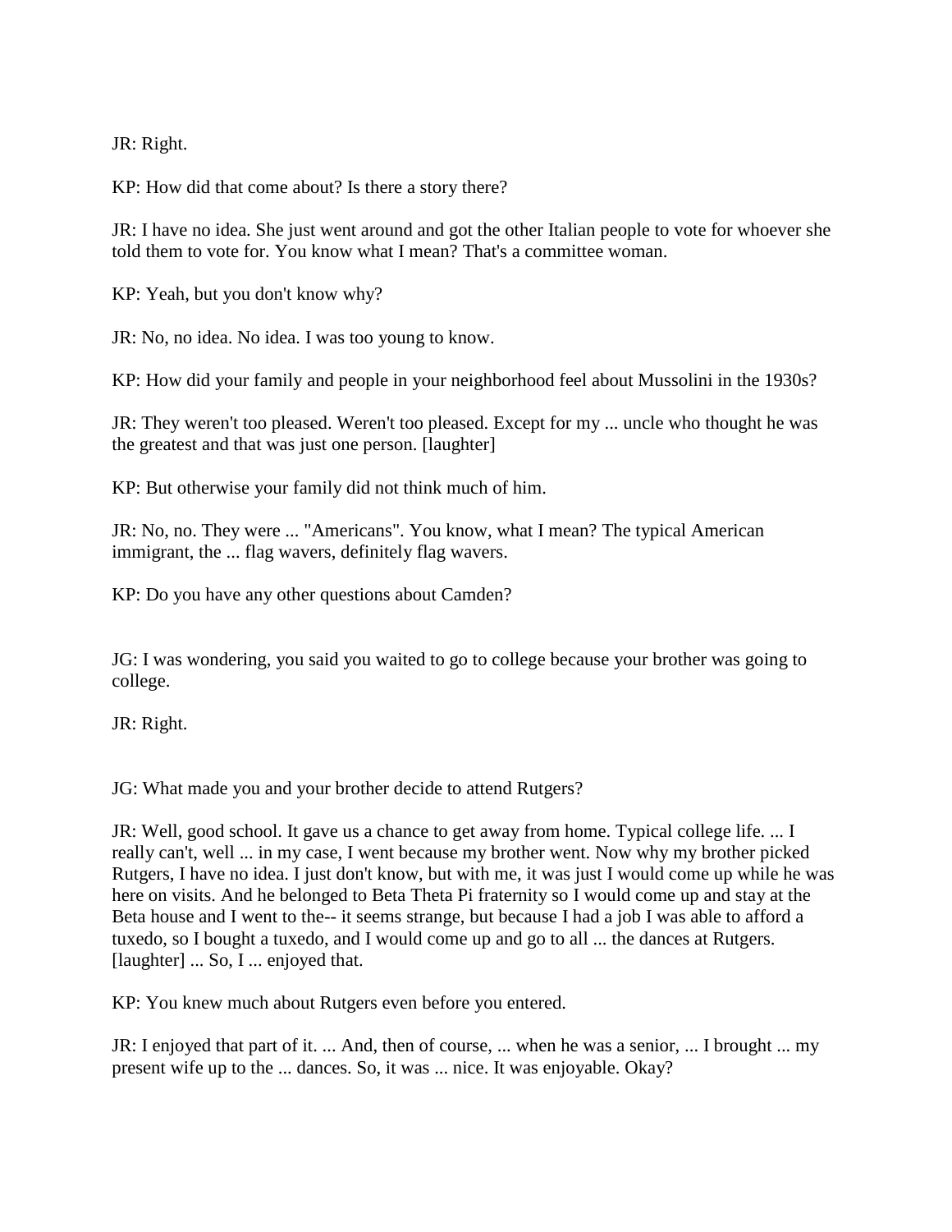JR: Right.

KP: How did that come about? Is there a story there?

JR: I have no idea. She just went around and got the other Italian people to vote for whoever she told them to vote for. You know what I mean? That's a committee woman.

KP: Yeah, but you don't know why?

JR: No, no idea. No idea. I was too young to know.

KP: How did your family and people in your neighborhood feel about Mussolini in the 1930s?

JR: They weren't too pleased. Weren't too pleased. Except for my ... uncle who thought he was the greatest and that was just one person. [laughter]

KP: But otherwise your family did not think much of him.

JR: No, no. They were ... "Americans". You know, what I mean? The typical American immigrant, the ... flag wavers, definitely flag wavers.

KP: Do you have any other questions about Camden?

JG: I was wondering, you said you waited to go to college because your brother was going to college.

JR: Right.

JG: What made you and your brother decide to attend Rutgers?

JR: Well, good school. It gave us a chance to get away from home. Typical college life. ... I really can't, well ... in my case, I went because my brother went. Now why my brother picked Rutgers, I have no idea. I just don't know, but with me, it was just I would come up while he was here on visits. And he belonged to Beta Theta Pi fraternity so I would come up and stay at the Beta house and I went to the-- it seems strange, but because I had a job I was able to afford a tuxedo, so I bought a tuxedo, and I would come up and go to all ... the dances at Rutgers. [laughter] ... So, I ... enjoyed that.

KP: You knew much about Rutgers even before you entered.

JR: I enjoyed that part of it. ... And, then of course, ... when he was a senior, ... I brought ... my present wife up to the ... dances. So, it was ... nice. It was enjoyable. Okay?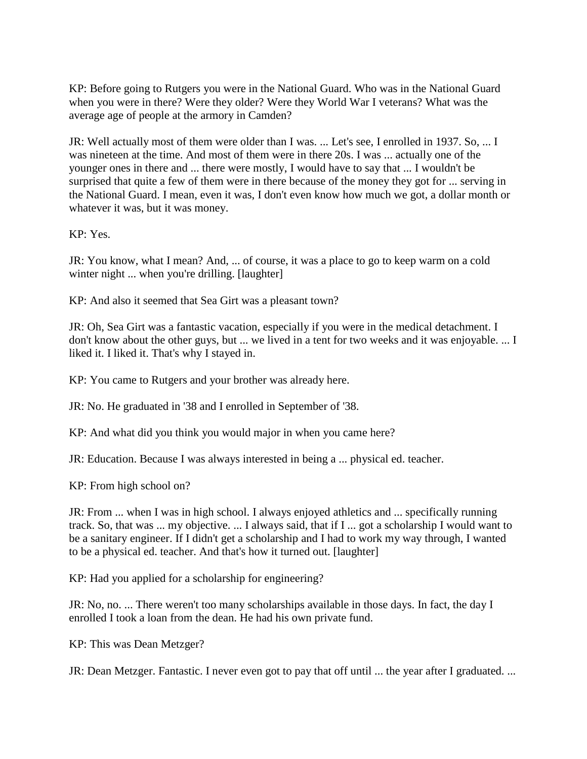KP: Before going to Rutgers you were in the National Guard. Who was in the National Guard when you were in there? Were they older? Were they World War I veterans? What was the average age of people at the armory in Camden?

JR: Well actually most of them were older than I was. ... Let's see, I enrolled in 1937. So, ... I was nineteen at the time. And most of them were in there 20s. I was ... actually one of the younger ones in there and ... there were mostly, I would have to say that ... I wouldn't be surprised that quite a few of them were in there because of the money they got for ... serving in the National Guard. I mean, even it was, I don't even know how much we got, a dollar month or whatever it was, but it was money.

KP: Yes.

JR: You know, what I mean? And, ... of course, it was a place to go to keep warm on a cold winter night ... when you're drilling. [laughter]

KP: And also it seemed that Sea Girt was a pleasant town?

JR: Oh, Sea Girt was a fantastic vacation, especially if you were in the medical detachment. I don't know about the other guys, but ... we lived in a tent for two weeks and it was enjoyable. ... I liked it. I liked it. That's why I stayed in.

KP: You came to Rutgers and your brother was already here.

JR: No. He graduated in '38 and I enrolled in September of '38.

KP: And what did you think you would major in when you came here?

JR: Education. Because I was always interested in being a ... physical ed. teacher.

KP: From high school on?

JR: From ... when I was in high school. I always enjoyed athletics and ... specifically running track. So, that was ... my objective. ... I always said, that if I ... got a scholarship I would want to be a sanitary engineer. If I didn't get a scholarship and I had to work my way through, I wanted to be a physical ed. teacher. And that's how it turned out. [laughter]

KP: Had you applied for a scholarship for engineering?

JR: No, no. ... There weren't too many scholarships available in those days. In fact, the day I enrolled I took a loan from the dean. He had his own private fund.

KP: This was Dean Metzger?

JR: Dean Metzger. Fantastic. I never even got to pay that off until ... the year after I graduated. ...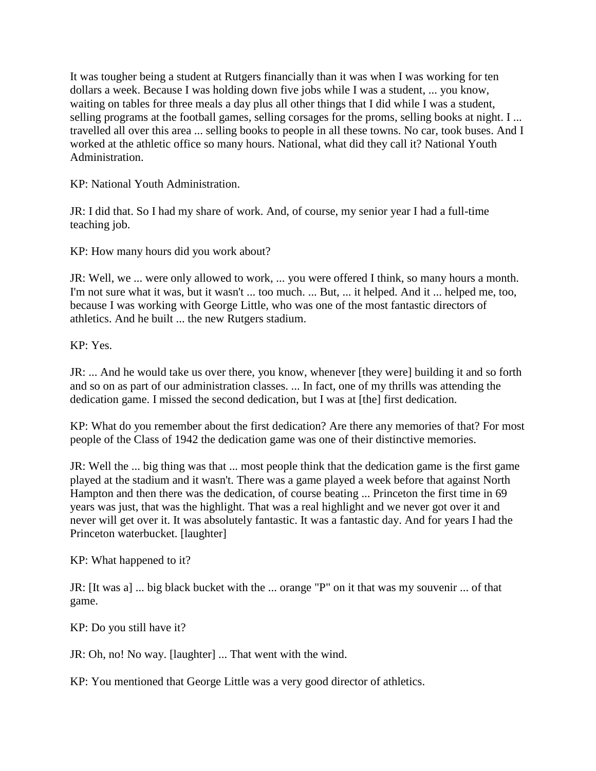It was tougher being a student at Rutgers financially than it was when I was working for ten dollars a week. Because I was holding down five jobs while I was a student, ... you know, waiting on tables for three meals a day plus all other things that I did while I was a student, selling programs at the football games, selling corsages for the proms, selling books at night. I ... travelled all over this area ... selling books to people in all these towns. No car, took buses. And I worked at the athletic office so many hours. National, what did they call it? National Youth Administration.

KP: National Youth Administration.

JR: I did that. So I had my share of work. And, of course, my senior year I had a full-time teaching job.

KP: How many hours did you work about?

JR: Well, we ... were only allowed to work, ... you were offered I think, so many hours a month. I'm not sure what it was, but it wasn't ... too much. ... But, ... it helped. And it ... helped me, too, because I was working with George Little, who was one of the most fantastic directors of athletics. And he built ... the new Rutgers stadium.

KP: Yes.

JR: ... And he would take us over there, you know, whenever [they were] building it and so forth and so on as part of our administration classes. ... In fact, one of my thrills was attending the dedication game. I missed the second dedication, but I was at [the] first dedication.

KP: What do you remember about the first dedication? Are there any memories of that? For most people of the Class of 1942 the dedication game was one of their distinctive memories.

JR: Well the ... big thing was that ... most people think that the dedication game is the first game played at the stadium and it wasn't. There was a game played a week before that against North Hampton and then there was the dedication, of course beating ... Princeton the first time in 69 years was just, that was the highlight. That was a real highlight and we never got over it and never will get over it. It was absolutely fantastic. It was a fantastic day. And for years I had the Princeton waterbucket. [laughter]

KP: What happened to it?

JR: [It was a] ... big black bucket with the ... orange "P" on it that was my souvenir ... of that game.

KP: Do you still have it?

JR: Oh, no! No way. [laughter] ... That went with the wind.

KP: You mentioned that George Little was a very good director of athletics.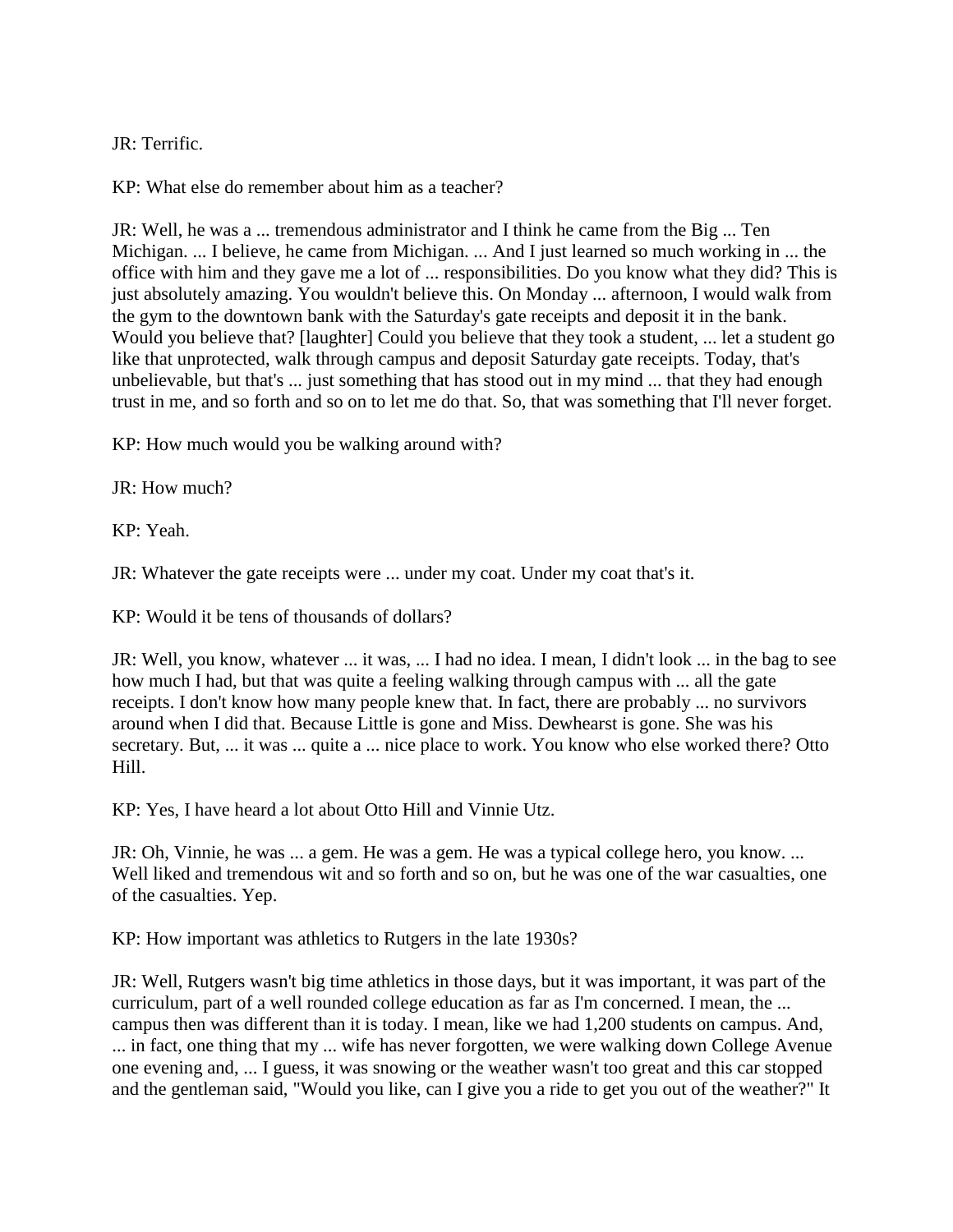JR: Terrific.

KP: What else do remember about him as a teacher?

JR: Well, he was a ... tremendous administrator and I think he came from the Big ... Ten Michigan. ... I believe, he came from Michigan. ... And I just learned so much working in ... the office with him and they gave me a lot of ... responsibilities. Do you know what they did? This is just absolutely amazing. You wouldn't believe this. On Monday ... afternoon, I would walk from the gym to the downtown bank with the Saturday's gate receipts and deposit it in the bank. Would you believe that? [laughter] Could you believe that they took a student, ... let a student go like that unprotected, walk through campus and deposit Saturday gate receipts. Today, that's unbelievable, but that's ... just something that has stood out in my mind ... that they had enough trust in me, and so forth and so on to let me do that. So, that was something that I'll never forget.

KP: How much would you be walking around with?

JR: How much?

KP: Yeah.

JR: Whatever the gate receipts were ... under my coat. Under my coat that's it.

KP: Would it be tens of thousands of dollars?

JR: Well, you know, whatever ... it was, ... I had no idea. I mean, I didn't look ... in the bag to see how much I had, but that was quite a feeling walking through campus with ... all the gate receipts. I don't know how many people knew that. In fact, there are probably ... no survivors around when I did that. Because Little is gone and Miss. Dewhearst is gone. She was his secretary. But, ... it was ... quite a ... nice place to work. You know who else worked there? Otto Hill.

KP: Yes, I have heard a lot about Otto Hill and Vinnie Utz.

JR: Oh, Vinnie, he was ... a gem. He was a gem. He was a typical college hero, you know. ... Well liked and tremendous wit and so forth and so on, but he was one of the war casualties, one of the casualties. Yep.

KP: How important was athletics to Rutgers in the late 1930s?

JR: Well, Rutgers wasn't big time athletics in those days, but it was important, it was part of the curriculum, part of a well rounded college education as far as I'm concerned. I mean, the ... campus then was different than it is today. I mean, like we had 1,200 students on campus. And, ... in fact, one thing that my ... wife has never forgotten, we were walking down College Avenue one evening and, ... I guess, it was snowing or the weather wasn't too great and this car stopped and the gentleman said, "Would you like, can I give you a ride to get you out of the weather?" It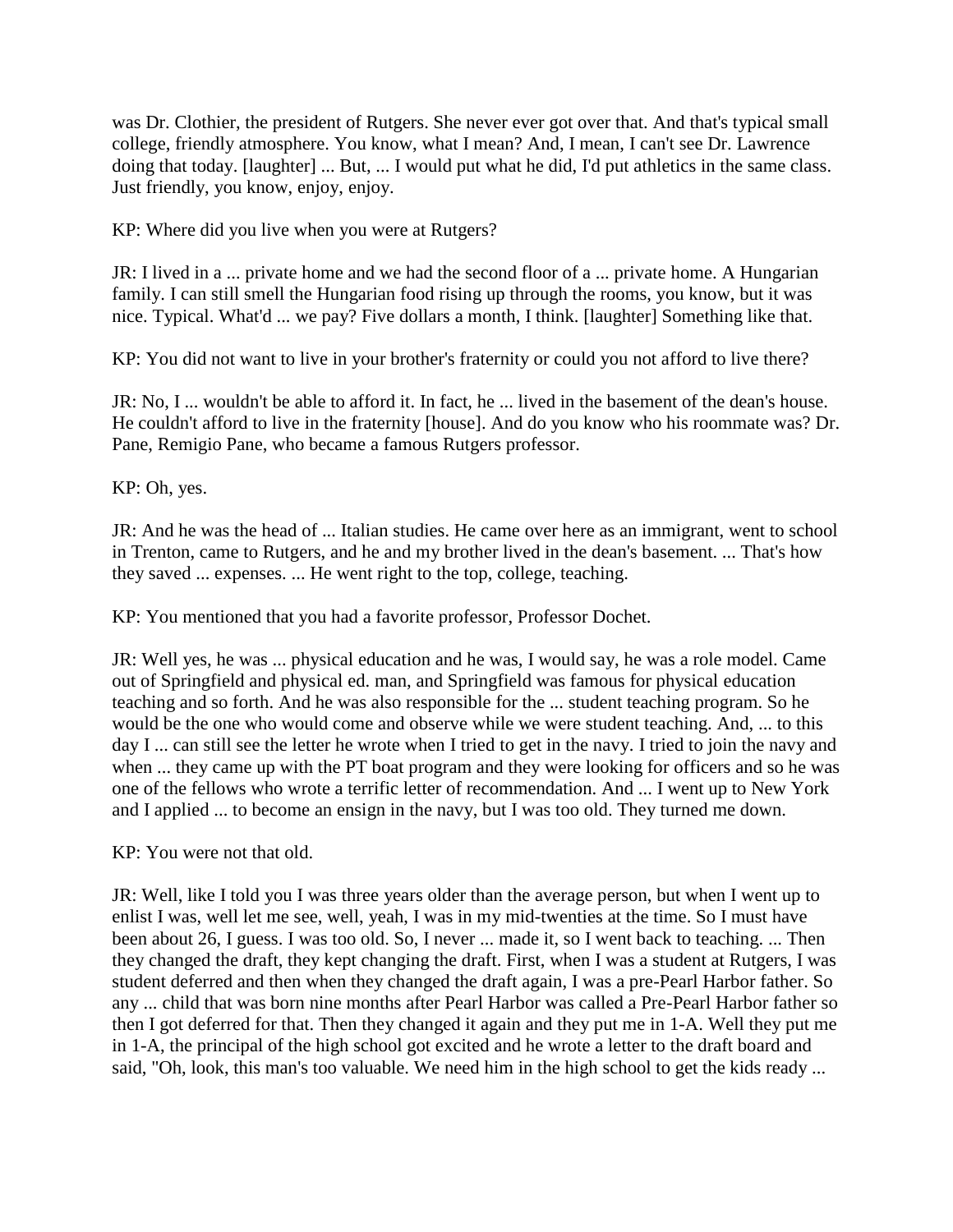was Dr. Clothier, the president of Rutgers. She never ever got over that. And that's typical small college, friendly atmosphere. You know, what I mean? And, I mean, I can't see Dr. Lawrence doing that today. [laughter] ... But, ... I would put what he did, I'd put athletics in the same class. Just friendly, you know, enjoy, enjoy.

KP: Where did you live when you were at Rutgers?

JR: I lived in a ... private home and we had the second floor of a ... private home. A Hungarian family. I can still smell the Hungarian food rising up through the rooms, you know, but it was nice. Typical. What'd ... we pay? Five dollars a month, I think. [laughter] Something like that.

KP: You did not want to live in your brother's fraternity or could you not afford to live there?

JR: No, I ... wouldn't be able to afford it. In fact, he ... lived in the basement of the dean's house. He couldn't afford to live in the fraternity [house]. And do you know who his roommate was? Dr. Pane, Remigio Pane, who became a famous Rutgers professor.

KP: Oh, yes.

JR: And he was the head of ... Italian studies. He came over here as an immigrant, went to school in Trenton, came to Rutgers, and he and my brother lived in the dean's basement. ... That's how they saved ... expenses. ... He went right to the top, college, teaching.

KP: You mentioned that you had a favorite professor, Professor Dochet.

JR: Well yes, he was ... physical education and he was, I would say, he was a role model. Came out of Springfield and physical ed. man, and Springfield was famous for physical education teaching and so forth. And he was also responsible for the ... student teaching program. So he would be the one who would come and observe while we were student teaching. And, ... to this day I ... can still see the letter he wrote when I tried to get in the navy. I tried to join the navy and when ... they came up with the PT boat program and they were looking for officers and so he was one of the fellows who wrote a terrific letter of recommendation. And ... I went up to New York and I applied ... to become an ensign in the navy, but I was too old. They turned me down.

KP: You were not that old.

JR: Well, like I told you I was three years older than the average person, but when I went up to enlist I was, well let me see, well, yeah, I was in my mid-twenties at the time. So I must have been about 26, I guess. I was too old. So, I never ... made it, so I went back to teaching. ... Then they changed the draft, they kept changing the draft. First, when I was a student at Rutgers, I was student deferred and then when they changed the draft again, I was a pre-Pearl Harbor father. So any ... child that was born nine months after Pearl Harbor was called a Pre-Pearl Harbor father so then I got deferred for that. Then they changed it again and they put me in 1-A. Well they put me in 1-A, the principal of the high school got excited and he wrote a letter to the draft board and said, "Oh, look, this man's too valuable. We need him in the high school to get the kids ready ...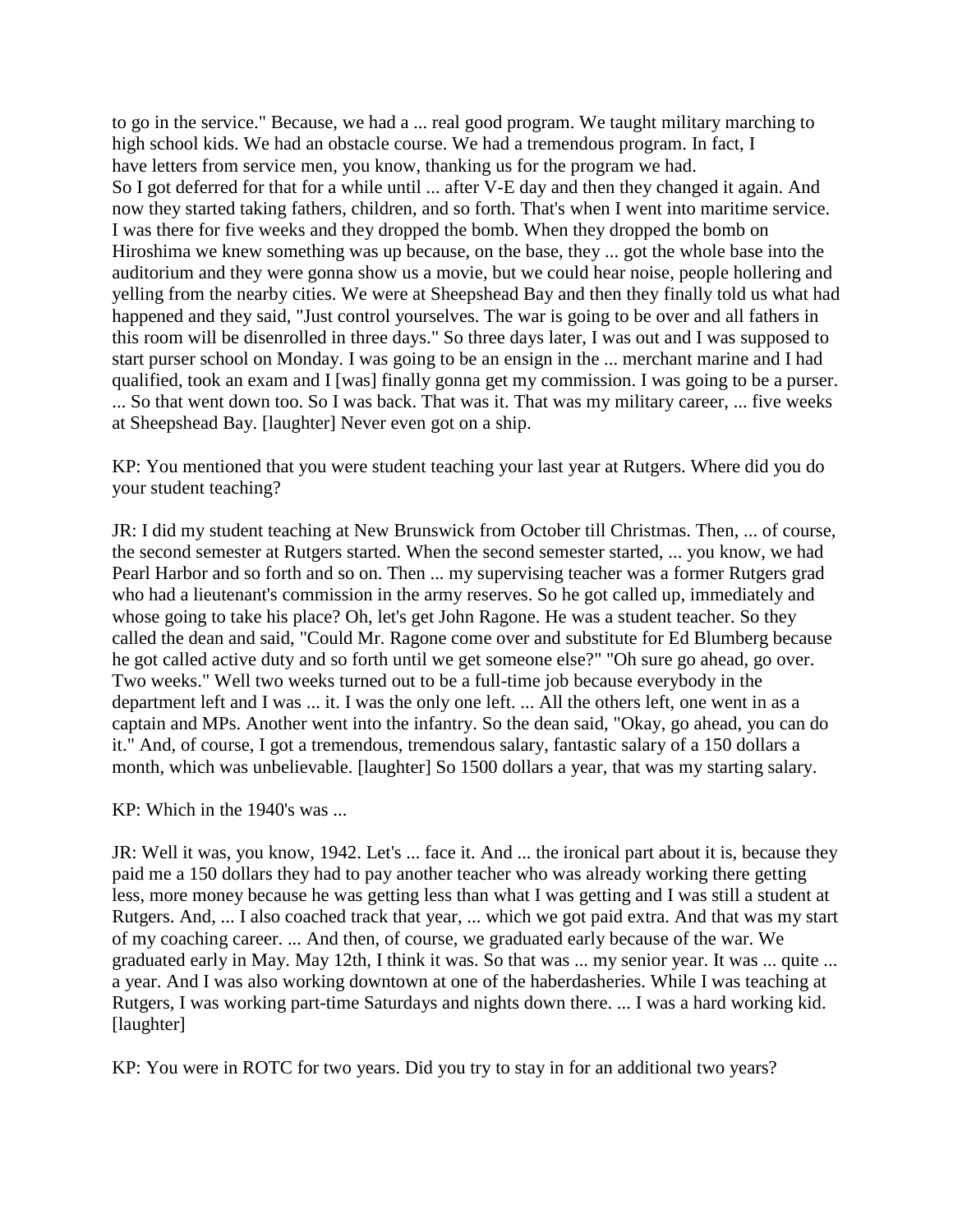to go in the service." Because, we had a ... real good program. We taught military marching to high school kids. We had an obstacle course. We had a tremendous program. In fact, I have letters from service men, you know, thanking us for the program we had.
So I got deferred for that for a while until ... after V-E day and then they changed it again. And now they started taking fathers, children, and so forth. That's when I went into maritime service. I was there for five weeks and they dropped the bomb. When they dropped the bomb on Hiroshima we knew something was up because, on the base, they ... got the whole base into the auditorium and they were gonna show us a movie, but we could hear noise, people hollering and yelling from the nearby cities. We were at Sheepshead Bay and then they finally told us what had happened and they said, "Just control yourselves. The war is going to be over and all fathers in this room will be disenrolled in three days." So three days later, I was out and I was supposed to start purser school on Monday. I was going to be an ensign in the ... merchant marine and I had qualified, took an exam and I [was] finally gonna get my commission. I was going to be a purser. ... So that went down too. So I was back. That was it. That was my military career, ... five weeks at Sheepshead Bay. [laughter] Never even got on a ship.

KP: You mentioned that you were student teaching your last year at Rutgers. Where did you do your student teaching?

JR: I did my student teaching at New Brunswick from October till Christmas. Then, ... of course, the second semester at Rutgers started. When the second semester started, ... you know, we had Pearl Harbor and so forth and so on. Then ... my supervising teacher was a former Rutgers grad who had a lieutenant's commission in the army reserves. So he got called up, immediately and whose going to take his place? Oh, let's get John Ragone. He was a student teacher. So they called the dean and said, "Could Mr. Ragone come over and substitute for Ed Blumberg because he got called active duty and so forth until we get someone else?" "Oh sure go ahead, go over. Two weeks." Well two weeks turned out to be a full-time job because everybody in the department left and I was ... it. I was the only one left. ... All the others left, one went in as a captain and MPs. Another went into the infantry. So the dean said, "Okay, go ahead, you can do it." And, of course, I got a tremendous, tremendous salary, fantastic salary of a 150 dollars a month, which was unbelievable. [laughter] So 1500 dollars a year, that was my starting salary.

KP: Which in the 1940's was ...

JR: Well it was, you know, 1942. Let's ... face it. And ... the ironical part about it is, because they paid me a 150 dollars they had to pay another teacher who was already working there getting less, more money because he was getting less than what I was getting and I was still a student at Rutgers. And, ... I also coached track that year, ... which we got paid extra. And that was my start of my coaching career. ... And then, of course, we graduated early because of the war. We graduated early in May. May 12th, I think it was. So that was ... my senior year. It was ... quite ... a year. And I was also working downtown at one of the haberdasheries. While I was teaching at Rutgers, I was working part-time Saturdays and nights down there. ... I was a hard working kid. [laughter]

KP: You were in ROTC for two years. Did you try to stay in for an additional two years?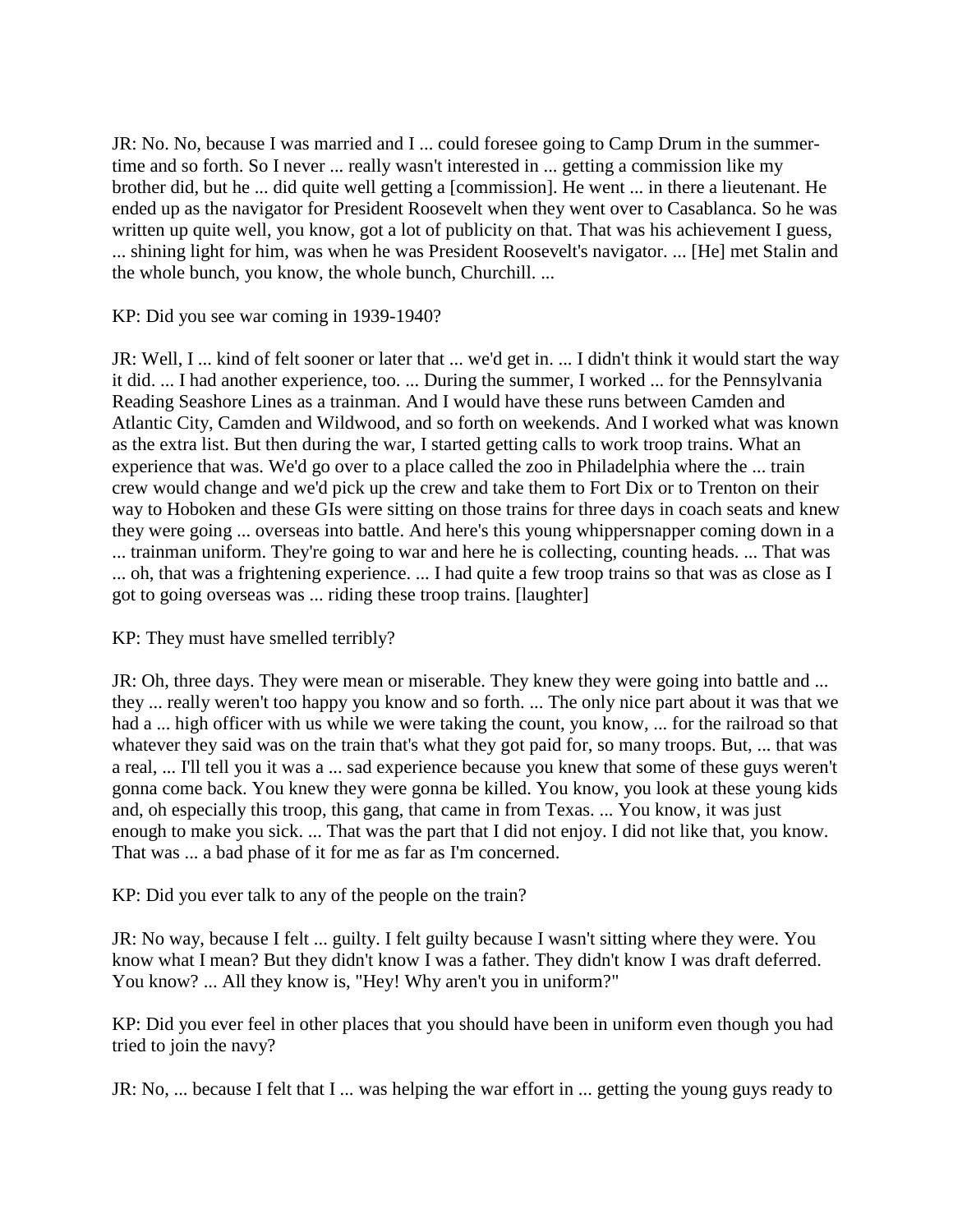JR: No. No, because I was married and I ... could foresee going to Camp Drum in the summer-time and so forth. So I never ... really wasn't interested in ... getting a commission like my brother did, but he ... did quite well getting a [commission]. He went ... in there a lieutenant. He ended up as the navigator for President Roosevelt when they went over to Casablanca. So he was written up quite well, you know, got a lot of publicity on that. That was his achievement I guess, ... shining light for him, was when he was President Roosevelt's navigator. ... [He] met Stalin and the whole bunch, you know, the whole bunch, Churchill. ...

KP: Did you see war coming in 1939-1940?

JR: Well, I ... kind of felt sooner or later that ... we'd get in. ... I didn't think it would start the way it did. ... I had another experience, too. ... During the summer, I worked ... for the Pennsylvania Reading Seashore Lines as a trainman. And I would have these runs between Camden and Atlantic City, Camden and Wildwood, and so forth on weekends. And I worked what was known as the extra list. But then during the war, I started getting calls to work troop trains. What an experience that was. We'd go over to a place called the zoo in Philadelphia where the ... train crew would change and we'd pick up the crew and take them to Fort Dix or to Trenton on their way to Hoboken and these GIs were sitting on those trains for three days in coach seats and knew they were going ... overseas into battle. And here's this young whippersnapper coming down in a ... trainman uniform. They're going to war and here he is collecting, counting heads. ... That was ... oh, that was a frightening experience. ... I had quite a few troop trains so that was as close as I got to going overseas was ... riding these troop trains. [laughter]

KP: They must have smelled terribly?

JR: Oh, three days. They were mean or miserable. They knew they were going into battle and ... they ... really weren't too happy you know and so forth. ... The only nice part about it was that we had a ... high officer with us while we were taking the count, you know, ... for the railroad so that whatever they said was on the train that's what they got paid for, so many troops. But, ... that was a real, ... I'll tell you it was a ... sad experience because you knew that some of these guys weren't gonna come back. You knew they were gonna be killed. You know, you look at these young kids and, oh especially this troop, this gang, that came in from Texas. ... You know, it was just enough to make you sick. ... That was the part that I did not enjoy. I did not like that, you know. That was ... a bad phase of it for me as far as I'm concerned.

KP: Did you ever talk to any of the people on the train?

JR: No way, because I felt ... guilty. I felt guilty because I wasn't sitting where they were. You know what I mean? But they didn't know I was a father. They didn't know I was draft deferred. You know? ... All they know is, "Hey! Why aren't you in uniform?"

KP: Did you ever feel in other places that you should have been in uniform even though you had tried to join the navy?

JR: No, ... because I felt that I ... was helping the war effort in ... getting the young guys ready to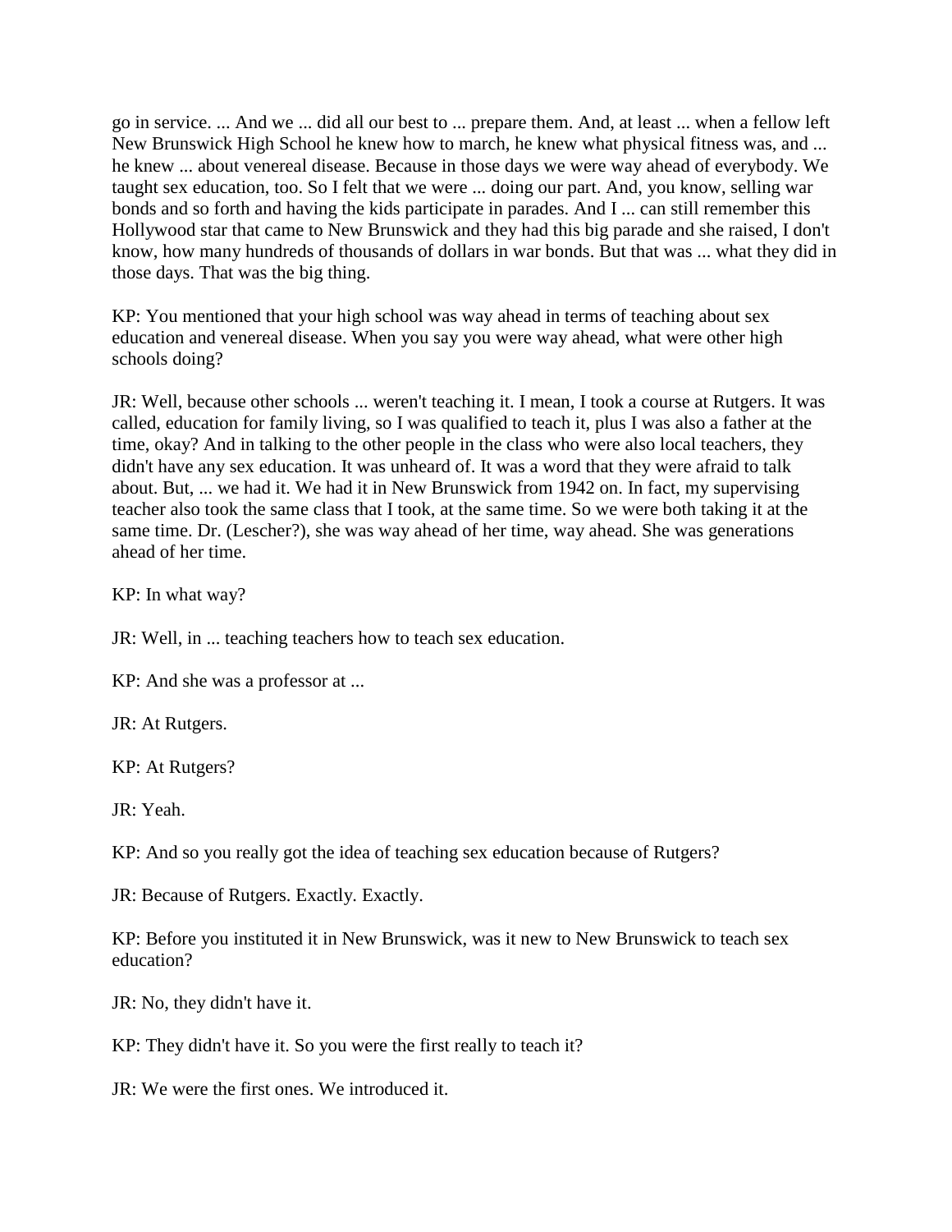go in service. ... And we ... did all our best to ... prepare them. And, at least ... when a fellow left New Brunswick High School he knew how to march, he knew what physical fitness was, and ... he knew ... about venereal disease. Because in those days we were way ahead of everybody. We taught sex education, too. So I felt that we were ... doing our part. And, you know, selling war bonds and so forth and having the kids participate in parades. And I ... can still remember this Hollywood star that came to New Brunswick and they had this big parade and she raised, I don't know, how many hundreds of thousands of dollars in war bonds. But that was ... what they did in those days. That was the big thing.

KP: You mentioned that your high school was way ahead in terms of teaching about sex education and venereal disease. When you say you were way ahead, what were other high schools doing?

JR: Well, because other schools ... weren't teaching it. I mean, I took a course at Rutgers. It was called, education for family living, so I was qualified to teach it, plus I was also a father at the time, okay? And in talking to the other people in the class who were also local teachers, they didn't have any sex education. It was unheard of. It was a word that they were afraid to talk about. But, ... we had it. We had it in New Brunswick from 1942 on. In fact, my supervising teacher also took the same class that I took, at the same time. So we were both taking it at the same time. Dr. (Lescher?), she was way ahead of her time, way ahead. She was generations ahead of her time.

KP: In what way?

JR: Well, in ... teaching teachers how to teach sex education.

KP: And she was a professor at ...

JR: At Rutgers.

KP: At Rutgers?

JR: Yeah.

KP: And so you really got the idea of teaching sex education because of Rutgers?

JR: Because of Rutgers. Exactly. Exactly.

KP: Before you instituted it in New Brunswick, was it new to New Brunswick to teach sex education?

JR: No, they didn't have it.

KP: They didn't have it. So you were the first really to teach it?

JR: We were the first ones. We introduced it.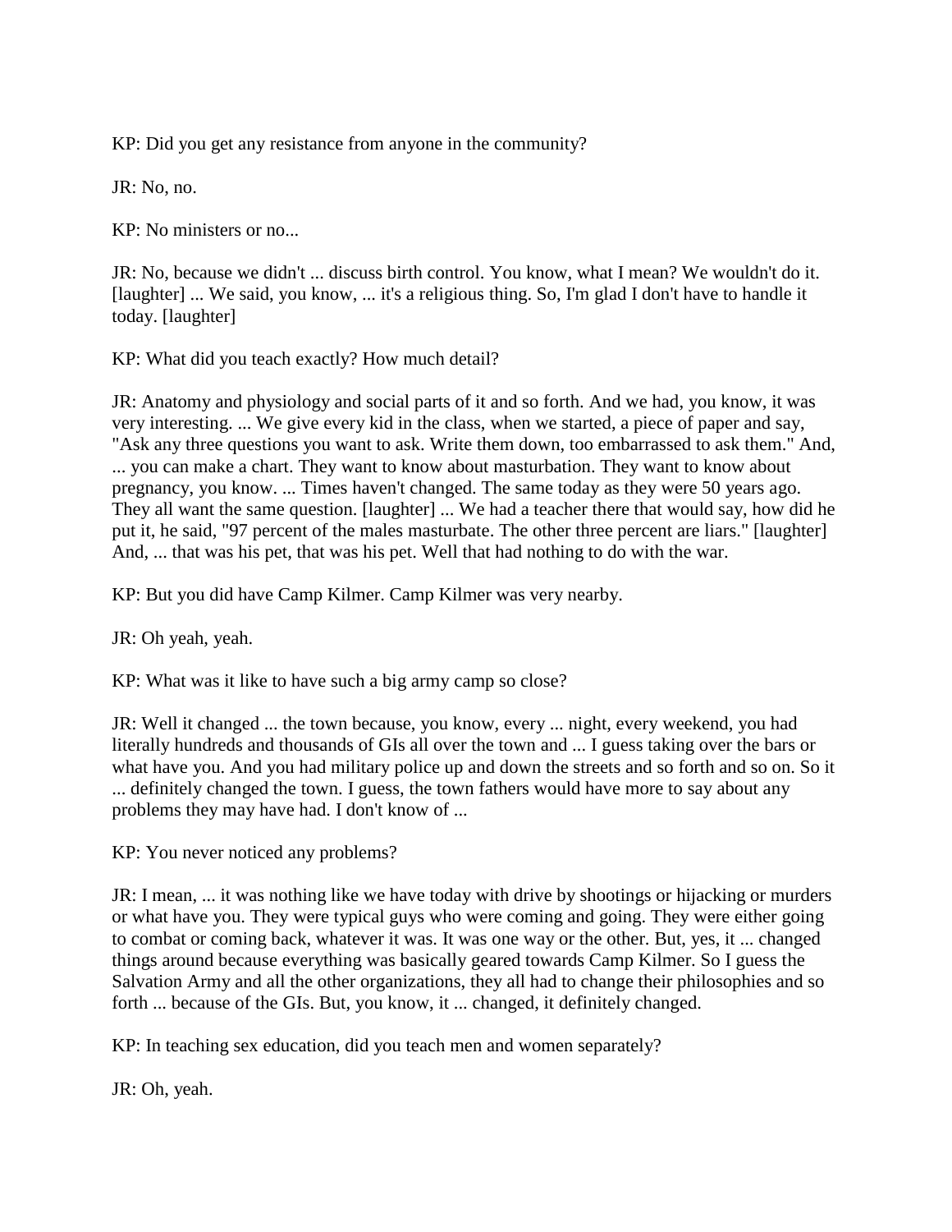KP: Did you get any resistance from anyone in the community?

JR: No, no.

KP: No ministers or no...

JR: No, because we didn't ... discuss birth control. You know, what I mean? We wouldn't do it. [laughter] ... We said, you know, ... it's a religious thing. So, I'm glad I don't have to handle it today. [laughter]

KP: What did you teach exactly? How much detail?

JR: Anatomy and physiology and social parts of it and so forth. And we had, you know, it was very interesting. ... We give every kid in the class, when we started, a piece of paper and say, "Ask any three questions you want to ask. Write them down, too embarrassed to ask them." And, ... you can make a chart. They want to know about masturbation. They want to know about pregnancy, you know. ... Times haven't changed. The same today as they were 50 years ago. They all want the same question. [laughter] ... We had a teacher there that would say, how did he put it, he said, "97 percent of the males masturbate. The other three percent are liars." [laughter] And, ... that was his pet, that was his pet. Well that had nothing to do with the war.

KP: But you did have Camp Kilmer. Camp Kilmer was very nearby.

JR: Oh yeah, yeah.

KP: What was it like to have such a big army camp so close?

JR: Well it changed ... the town because, you know, every ... night, every weekend, you had literally hundreds and thousands of GIs all over the town and ... I guess taking over the bars or what have you. And you had military police up and down the streets and so forth and so on. So it ... definitely changed the town. I guess, the town fathers would have more to say about any problems they may have had. I don't know of ...

KP: You never noticed any problems?

JR: I mean, ... it was nothing like we have today with drive by shootings or hijacking or murders or what have you. They were typical guys who were coming and going. They were either going to combat or coming back, whatever it was. It was one way or the other. But, yes, it ... changed things around because everything was basically geared towards Camp Kilmer. So I guess the Salvation Army and all the other organizations, they all had to change their philosophies and so forth ... because of the GIs. But, you know, it ... changed, it definitely changed.

KP: In teaching sex education, did you teach men and women separately?

JR: Oh, yeah.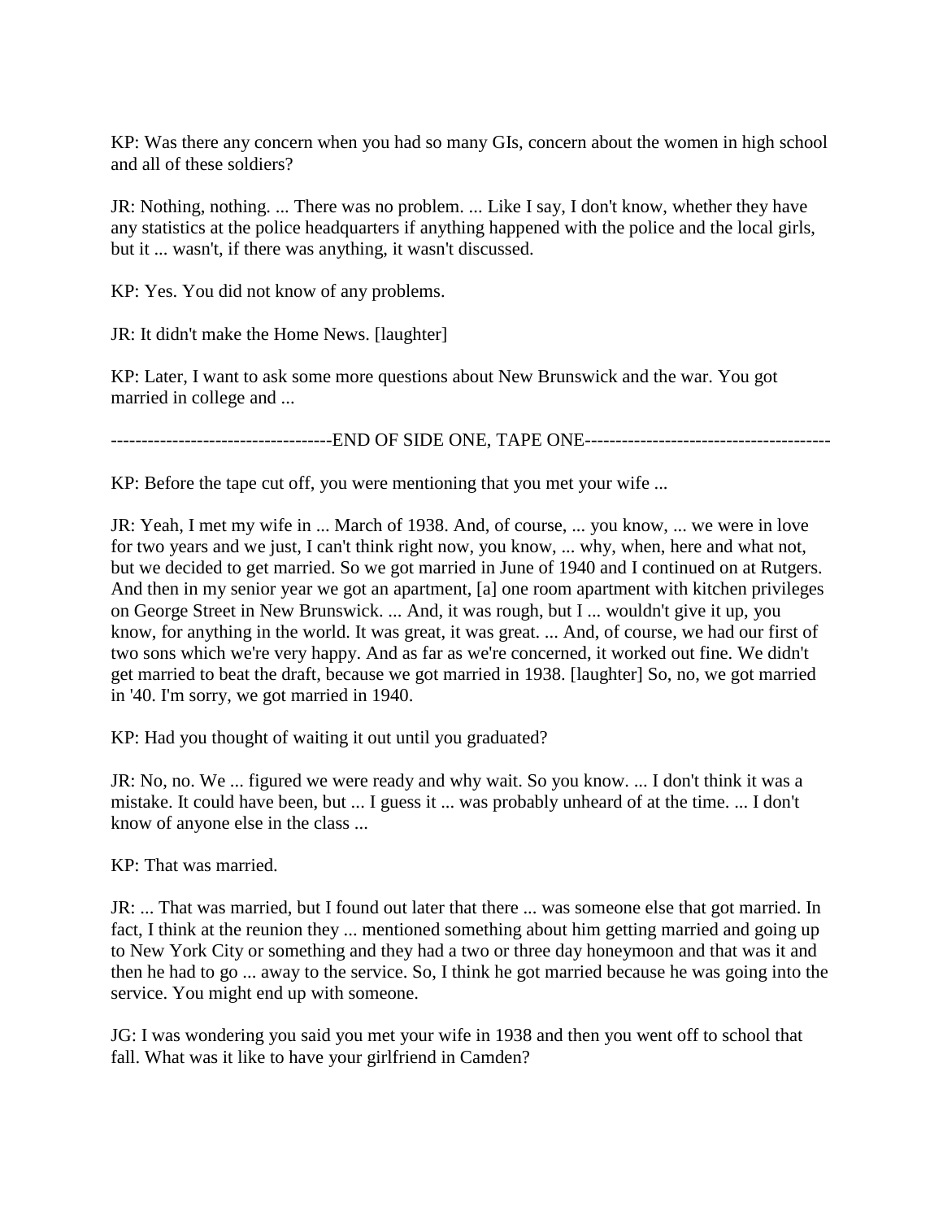KP: Was there any concern when you had so many GIs, concern about the women in high school and all of these soldiers?

JR: Nothing, nothing. ... There was no problem. ... Like I say, I don't know, whether they have any statistics at the police headquarters if anything happened with the police and the local girls, but it ... wasn't, if there was anything, it wasn't discussed.

KP: Yes. You did not know of any problems.

JR: It didn't make the Home News. [laughter]

KP: Later, I want to ask some more questions about New Brunswick and the war. You got married in college and ...

------------------------------------END OF SIDE ONE, TAPE ONE----------------------------------------

KP: Before the tape cut off, you were mentioning that you met your wife ...

JR: Yeah, I met my wife in ... March of 1938. And, of course, ... you know, ... we were in love for two years and we just, I can't think right now, you know, ... why, when, here and what not, but we decided to get married. So we got married in June of 1940 and I continued on at Rutgers. And then in my senior year we got an apartment, [a] one room apartment with kitchen privileges on George Street in New Brunswick. ... And, it was rough, but I ... wouldn't give it up, you know, for anything in the world. It was great, it was great. ... And, of course, we had our first of two sons which we're very happy. And as far as we're concerned, it worked out fine. We didn't get married to beat the draft, because we got married in 1938. [laughter] So, no, we got married in '40. I'm sorry, we got married in 1940.

KP: Had you thought of waiting it out until you graduated?

JR: No, no. We ... figured we were ready and why wait. So you know. ... I don't think it was a mistake. It could have been, but ... I guess it ... was probably unheard of at the time. ... I don't know of anyone else in the class ...

KP: That was married.

JR: ... That was married, but I found out later that there ... was someone else that got married. In fact, I think at the reunion they ... mentioned something about him getting married and going up to New York City or something and they had a two or three day honeymoon and that was it and then he had to go ... away to the service. So, I think he got married because he was going into the service. You might end up with someone.

JG: I was wondering you said you met your wife in 1938 and then you went off to school that fall. What was it like to have your girlfriend in Camden?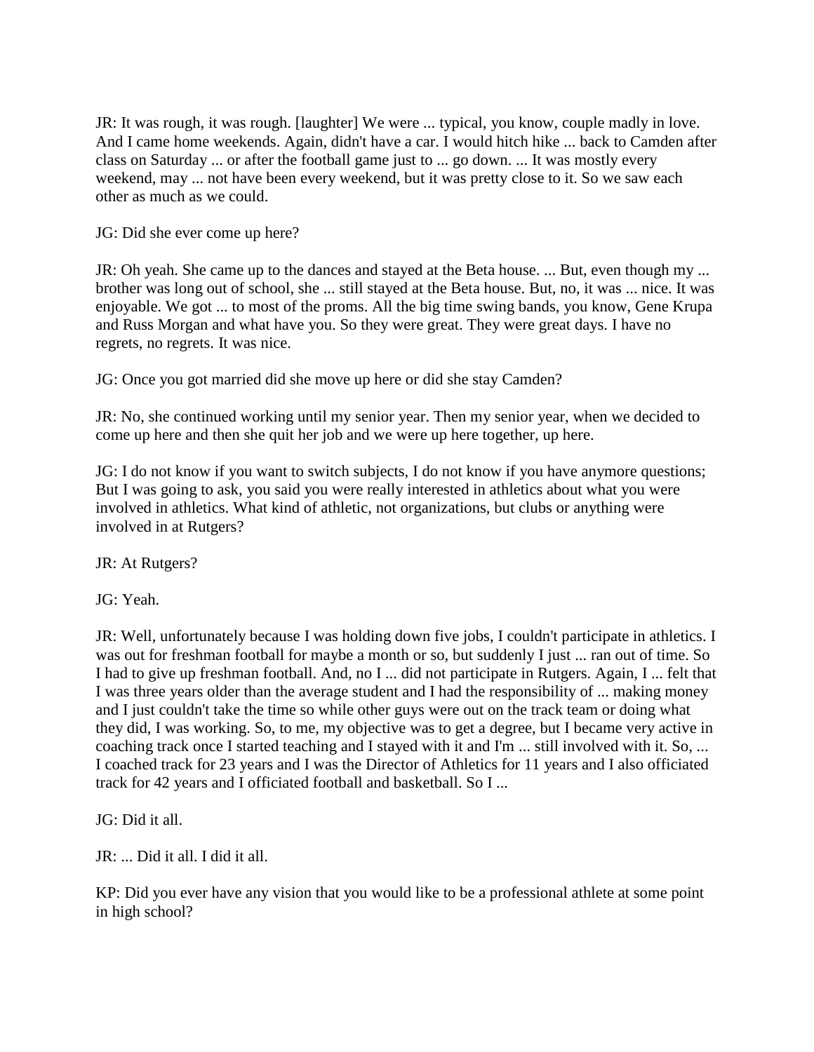JR: It was rough, it was rough. [laughter] We were ... typical, you know, couple madly in love. And I came home weekends. Again, didn't have a car. I would hitch hike ... back to Camden after class on Saturday ... or after the football game just to ... go down. ... It was mostly every weekend, may ... not have been every weekend, but it was pretty close to it. So we saw each other as much as we could.

JG: Did she ever come up here?

JR: Oh yeah. She came up to the dances and stayed at the Beta house. ... But, even though my ... brother was long out of school, she ... still stayed at the Beta house. But, no, it was ... nice. It was enjoyable. We got ... to most of the proms. All the big time swing bands, you know, Gene Krupa and Russ Morgan and what have you. So they were great. They were great days. I have no regrets, no regrets. It was nice.

JG: Once you got married did she move up here or did she stay Camden?

JR: No, she continued working until my senior year. Then my senior year, when we decided to come up here and then she quit her job and we were up here together, up here.

JG: I do not know if you want to switch subjects, I do not know if you have anymore questions; But I was going to ask, you said you were really interested in athletics about what you were involved in athletics. What kind of athletic, not organizations, but clubs or anything were involved in at Rutgers?

JR: At Rutgers?

JG: Yeah.

JR: Well, unfortunately because I was holding down five jobs, I couldn't participate in athletics. I was out for freshman football for maybe a month or so, but suddenly I just ... ran out of time. So I had to give up freshman football. And, no I ... did not participate in Rutgers. Again, I ... felt that I was three years older than the average student and I had the responsibility of ... making money and I just couldn't take the time so while other guys were out on the track team or doing what they did, I was working. So, to me, my objective was to get a degree, but I became very active in coaching track once I started teaching and I stayed with it and I'm ... still involved with it. So, ... I coached track for 23 years and I was the Director of Athletics for 11 years and I also officiated track for 42 years and I officiated football and basketball. So I ...

JG: Did it all.

JR: ... Did it all. I did it all.

KP: Did you ever have any vision that you would like to be a professional athlete at some point in high school?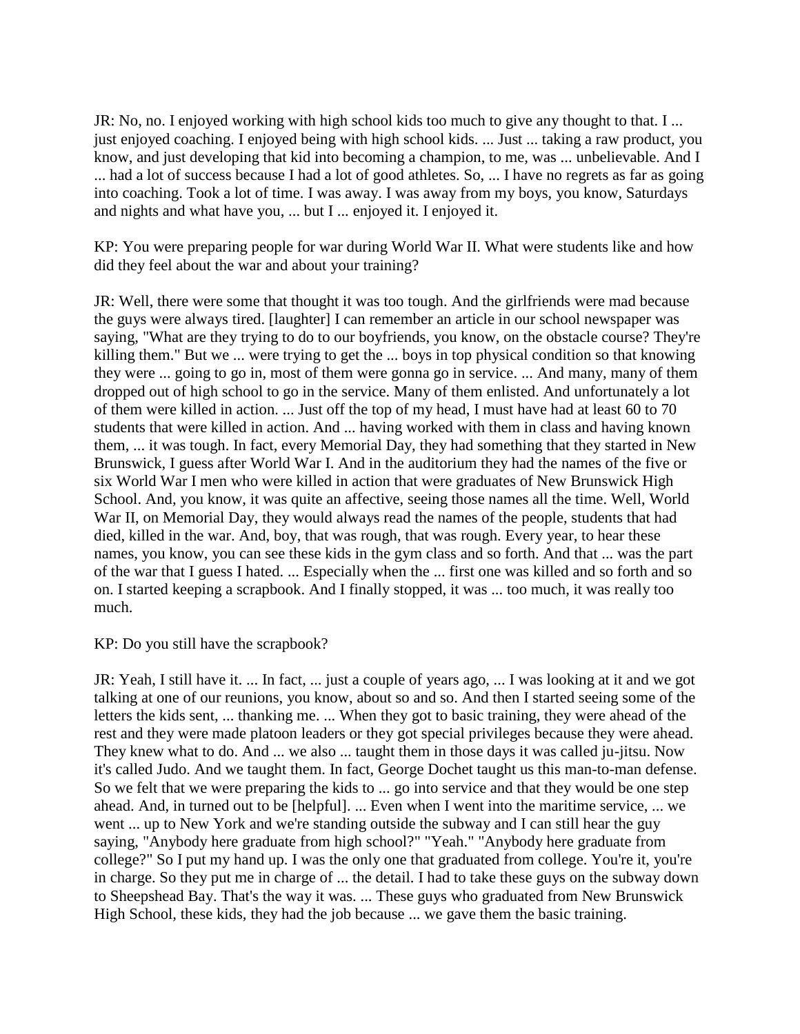JR: No, no. I enjoyed working with high school kids too much to give any thought to that. I ... just enjoyed coaching. I enjoyed being with high school kids. ... Just ... taking a raw product, you know, and just developing that kid into becoming a champion, to me, was ... unbelievable. And I ... had a lot of success because I had a lot of good athletes. So, ... I have no regrets as far as going into coaching. Took a lot of time. I was away. I was away from my boys, you know, Saturdays and nights and what have you, ... but I ... enjoyed it. I enjoyed it.

KP: You were preparing people for war during World War II. What were students like and how did they feel about the war and about your training?

JR: Well, there were some that thought it was too tough. And the girlfriends were mad because the guys were always tired. [laughter] I can remember an article in our school newspaper was saying, "What are they trying to do to our boyfriends, you know, on the obstacle course? They're killing them." But we ... were trying to get the ... boys in top physical condition so that knowing they were ... going to go in, most of them were gonna go in service. ... And many, many of them dropped out of high school to go in the service. Many of them enlisted. And unfortunately a lot of them were killed in action. ... Just off the top of my head, I must have had at least 60 to 70 students that were killed in action. And ... having worked with them in class and having known them, ... it was tough. In fact, every Memorial Day, they had something that they started in New Brunswick, I guess after World War I. And in the auditorium they had the names of the five or six World War I men who were killed in action that were graduates of New Brunswick High School. And, you know, it was quite an affective, seeing those names all the time. Well, World War II, on Memorial Day, they would always read the names of the people, students that had died, killed in the war. And, boy, that was rough, that was rough. Every year, to hear these names, you know, you can see these kids in the gym class and so forth. And that ... was the part of the war that I guess I hated. ... Especially when the ... first one was killed and so forth and so on. I started keeping a scrapbook. And I finally stopped, it was ... too much, it was really too much.

KP: Do you still have the scrapbook?

JR: Yeah, I still have it. ... In fact, ... just a couple of years ago, ... I was looking at it and we got talking at one of our reunions, you know, about so and so. And then I started seeing some of the letters the kids sent, ... thanking me. ... When they got to basic training, they were ahead of the rest and they were made platoon leaders or they got special privileges because they were ahead. They knew what to do. And ... we also ... taught them in those days it was called ju-jitsu. Now it's called Judo. And we taught them. In fact, George Dochet taught us this man-to-man defense. So we felt that we were preparing the kids to ... go into service and that they would be one step ahead. And, in turned out to be [helpful]. ... Even when I went into the maritime service, ... we went ... up to New York and we're standing outside the subway and I can still hear the guy saying, "Anybody here graduate from high school?" "Yeah." "Anybody here graduate from college?" So I put my hand up. I was the only one that graduated from college. You're it, you're in charge. So they put me in charge of ... the detail. I had to take these guys on the subway down to Sheepshead Bay. That's the way it was. ... These guys who graduated from New Brunswick High School, these kids, they had the job because ... we gave them the basic training.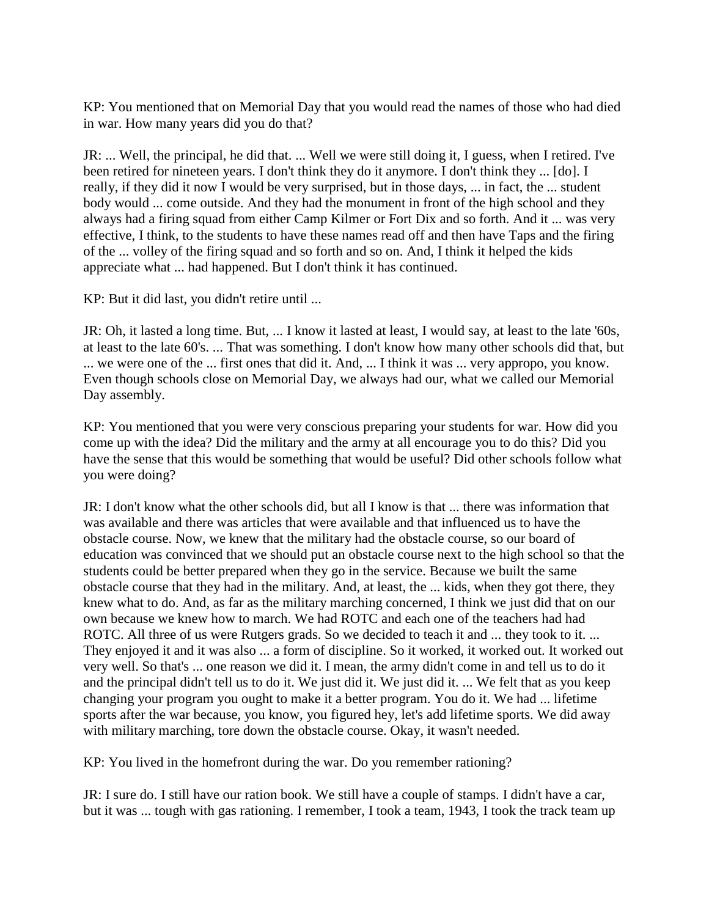KP: You mentioned that on Memorial Day that you would read the names of those who had died in war. How many years did you do that?

JR: ... Well, the principal, he did that. ... Well we were still doing it, I guess, when I retired. I've been retired for nineteen years. I don't think they do it anymore. I don't think they ... [do]. I really, if they did it now I would be very surprised, but in those days, ... in fact, the ... student body would ... come outside. And they had the monument in front of the high school and they always had a firing squad from either Camp Kilmer or Fort Dix and so forth. And it ... was very effective, I think, to the students to have these names read off and then have Taps and the firing of the ... volley of the firing squad and so forth and so on. And, I think it helped the kids appreciate what ... had happened. But I don't think it has continued.

KP: But it did last, you didn't retire until ...

JR: Oh, it lasted a long time. But, ... I know it lasted at least, I would say, at least to the late '60s, at least to the late 60's. ... That was something. I don't know how many other schools did that, but ... we were one of the ... first ones that did it. And, ... I think it was ... very appropo, you know. Even though schools close on Memorial Day, we always had our, what we called our Memorial Day assembly.

KP: You mentioned that you were very conscious preparing your students for war. How did you come up with the idea? Did the military and the army at all encourage you to do this? Did you have the sense that this would be something that would be useful? Did other schools follow what you were doing?

JR: I don't know what the other schools did, but all I know is that ... there was information that was available and there was articles that were available and that influenced us to have the obstacle course. Now, we knew that the military had the obstacle course, so our board of education was convinced that we should put an obstacle course next to the high school so that the students could be better prepared when they go in the service. Because we built the same obstacle course that they had in the military. And, at least, the ... kids, when they got there, they knew what to do. And, as far as the military marching concerned, I think we just did that on our own because we knew how to march. We had ROTC and each one of the teachers had had ROTC. All three of us were Rutgers grads. So we decided to teach it and ... they took to it. ... They enjoyed it and it was also ... a form of discipline. So it worked, it worked out. It worked out very well. So that's ... one reason we did it. I mean, the army didn't come in and tell us to do it and the principal didn't tell us to do it. We just did it. We just did it. ... We felt that as you keep changing your program you ought to make it a better program. You do it. We had ... lifetime sports after the war because, you know, you figured hey, let's add lifetime sports. We did away with military marching, tore down the obstacle course. Okay, it wasn't needed.

KP: You lived in the homefront during the war. Do you remember rationing?

JR: I sure do. I still have our ration book. We still have a couple of stamps. I didn't have a car, but it was ... tough with gas rationing. I remember, I took a team, 1943, I took the track team up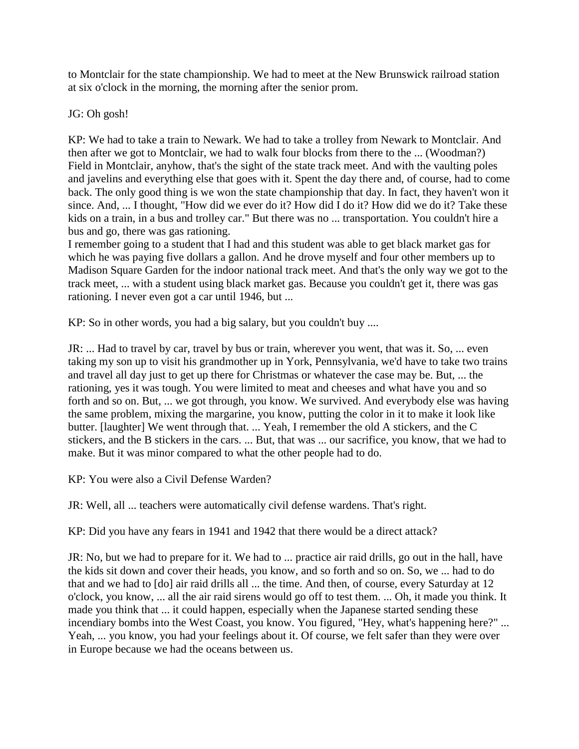to Montclair for the state championship. We had to meet at the New Brunswick railroad station at six o'clock in the morning, the morning after the senior prom.

JG: Oh gosh!

KP: We had to take a train to Newark. We had to take a trolley from Newark to Montclair. And then after we got to Montclair, we had to walk four blocks from there to the ... (Woodman?) Field in Montclair, anyhow, that's the sight of the state track meet. And with the vaulting poles and javelins and everything else that goes with it. Spent the day there and, of course, had to come back. The only good thing is we won the state championship that day. In fact, they haven't won it since. And, ... I thought, "How did we ever do it? How did I do it? How did we do it? Take these kids on a train, in a bus and trolley car." But there was no ... transportation. You couldn't hire a bus and go, there was gas rationing.
I remember going to a student that I had and this student was able to get black market gas for which he was paying five dollars a gallon. And he drove myself and four other members up to Madison Square Garden for the indoor national track meet. And that's the only way we got to the track meet, ... with a student using black market gas. Because you couldn't get it, there was gas rationing. I never even got a car until 1946, but ...

KP: So in other words, you had a big salary, but you couldn't buy ....

JR: ... Had to travel by car, travel by bus or train, wherever you went, that was it. So, ... even taking my son up to visit his grandmother up in York, Pennsylvania, we'd have to take two trains and travel all day just to get up there for Christmas or whatever the case may be. But, ... the rationing, yes it was tough. You were limited to meat and cheeses and what have you and so forth and so on. But, ... we got through, you know. We survived. And everybody else was having the same problem, mixing the margarine, you know, putting the color in it to make it look like butter. [laughter] We went through that. ... Yeah, I remember the old A stickers, and the C stickers, and the B stickers in the cars. ... But, that was ... our sacrifice, you know, that we had to make. But it was minor compared to what the other people had to do.

KP: You were also a Civil Defense Warden?

JR: Well, all ... teachers were automatically civil defense wardens. That's right.

KP: Did you have any fears in 1941 and 1942 that there would be a direct attack?

JR: No, but we had to prepare for it. We had to ... practice air raid drills, go out in the hall, have the kids sit down and cover their heads, you know, and so forth and so on. So, we ... had to do that and we had to [do] air raid drills all ... the time. And then, of course, every Saturday at 12 o'clock, you know, ... all the air raid sirens would go off to test them. ... Oh, it made you think. It made you think that ... it could happen, especially when the Japanese started sending these incendiary bombs into the West Coast, you know. You figured, "Hey, what's happening here?" ... Yeah, ... you know, you had your feelings about it. Of course, we felt safer than they were over in Europe because we had the oceans between us.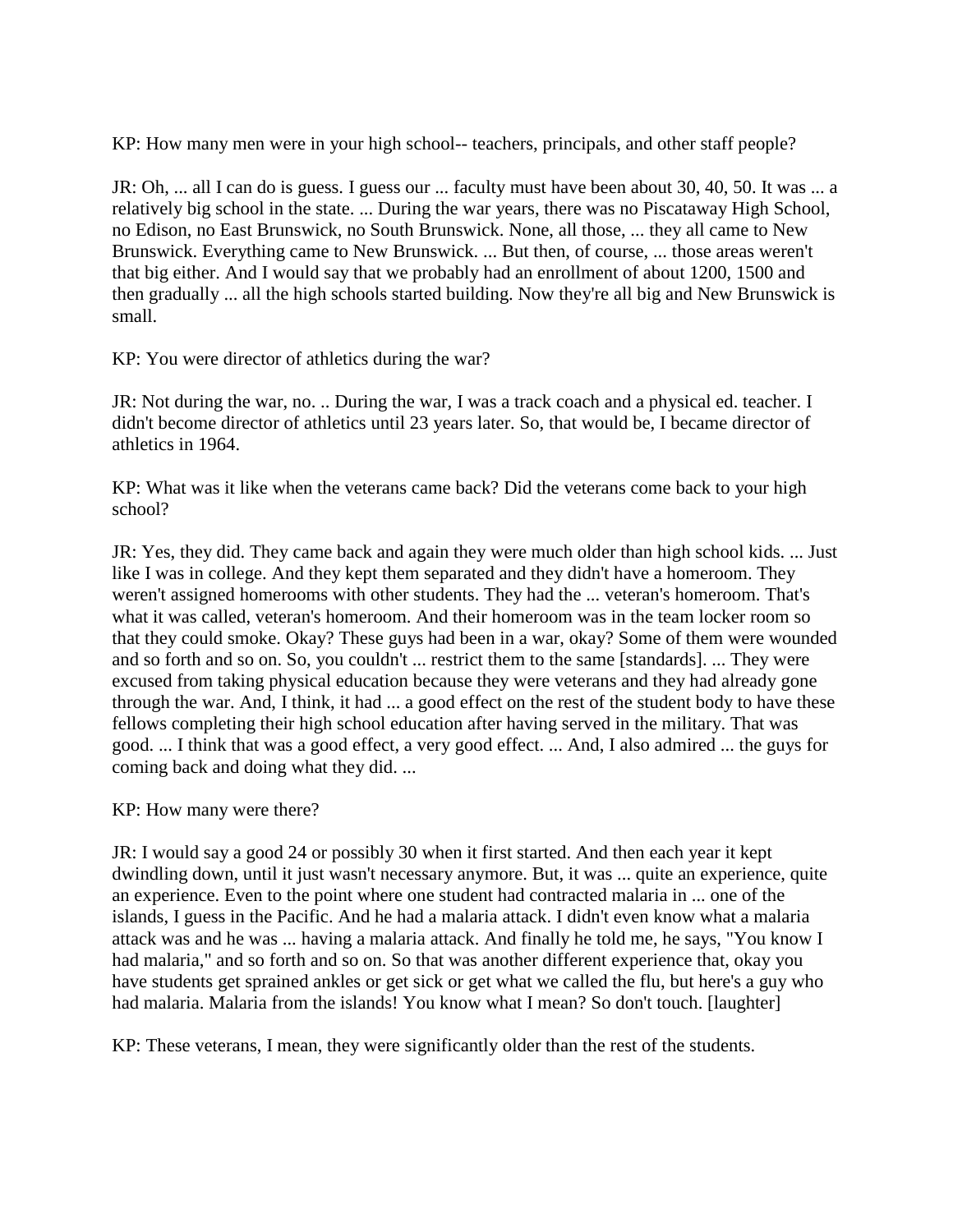KP: How many men were in your high school-- teachers, principals, and other staff people?

JR: Oh, ... all I can do is guess. I guess our ... faculty must have been about 30, 40, 50. It was ... a relatively big school in the state. ... During the war years, there was no Piscataway High School, no Edison, no East Brunswick, no South Brunswick. None, all those, ... they all came to New Brunswick. Everything came to New Brunswick. ... But then, of course, ... those areas weren't that big either. And I would say that we probably had an enrollment of about 1200, 1500 and then gradually ... all the high schools started building. Now they're all big and New Brunswick is small.

KP: You were director of athletics during the war?

JR: Not during the war, no. .. During the war, I was a track coach and a physical ed. teacher. I didn't become director of athletics until 23 years later. So, that would be, I became director of athletics in 1964.

KP: What was it like when the veterans came back? Did the veterans come back to your high school?

JR: Yes, they did. They came back and again they were much older than high school kids. ... Just like I was in college. And they kept them separated and they didn't have a homeroom. They weren't assigned homerooms with other students. They had the ... veteran's homeroom. That's what it was called, veteran's homeroom. And their homeroom was in the team locker room so that they could smoke. Okay? These guys had been in a war, okay? Some of them were wounded and so forth and so on. So, you couldn't ... restrict them to the same [standards]. ... They were excused from taking physical education because they were veterans and they had already gone through the war. And, I think, it had ... a good effect on the rest of the student body to have these fellows completing their high school education after having served in the military. That was good. ... I think that was a good effect, a very good effect. ... And, I also admired ... the guys for coming back and doing what they did. ...

KP: How many were there?

JR: I would say a good 24 or possibly 30 when it first started. And then each year it kept dwindling down, until it just wasn't necessary anymore. But, it was ... quite an experience, quite an experience. Even to the point where one student had contracted malaria in ... one of the islands, I guess in the Pacific. And he had a malaria attack. I didn't even know what a malaria attack was and he was ... having a malaria attack. And finally he told me, he says, "You know I had malaria," and so forth and so on. So that was another different experience that, okay you have students get sprained ankles or get sick or get what we called the flu, but here's a guy who had malaria. Malaria from the islands! You know what I mean? So don't touch. [laughter]

KP: These veterans, I mean, they were significantly older than the rest of the students.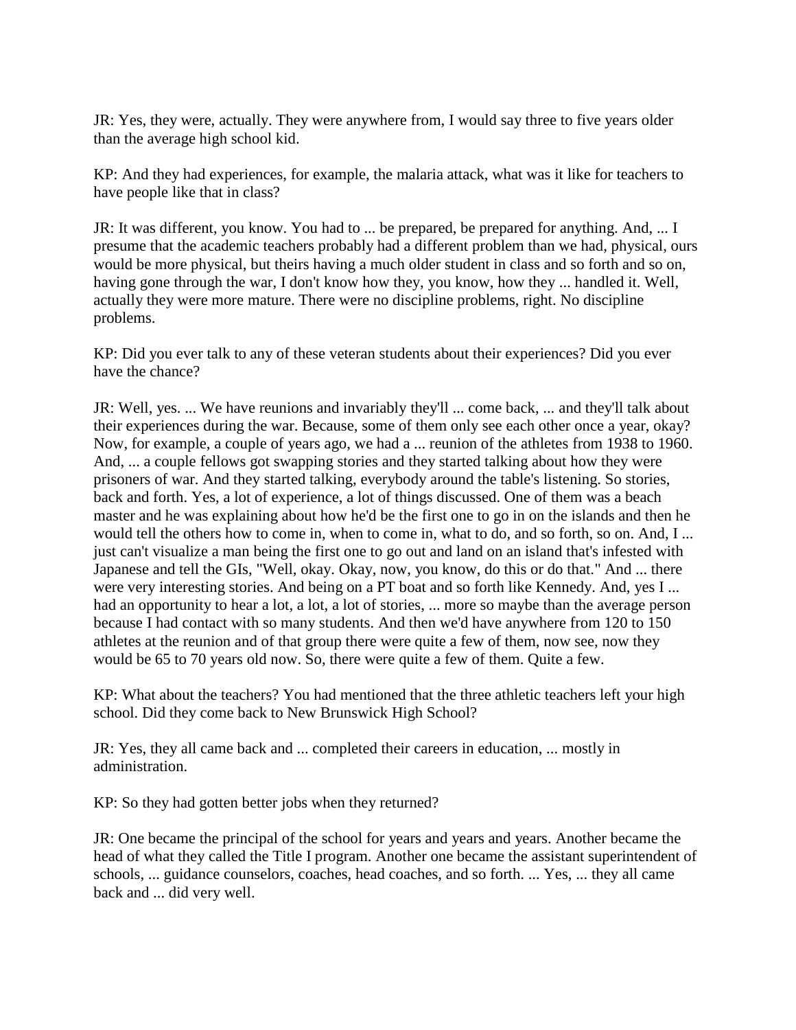JR: Yes, they were, actually. They were anywhere from, I would say three to five years older than the average high school kid.

KP: And they had experiences, for example, the malaria attack, what was it like for teachers to have people like that in class?

JR: It was different, you know. You had to ... be prepared, be prepared for anything. And, ... I presume that the academic teachers probably had a different problem than we had, physical, ours would be more physical, but theirs having a much older student in class and so forth and so on, having gone through the war, I don't know how they, you know, how they ... handled it. Well, actually they were more mature. There were no discipline problems, right. No discipline problems.

KP: Did you ever talk to any of these veteran students about their experiences? Did you ever have the chance?

JR: Well, yes. ... We have reunions and invariably they'll ... come back, ... and they'll talk about their experiences during the war. Because, some of them only see each other once a year, okay? Now, for example, a couple of years ago, we had a ... reunion of the athletes from 1938 to 1960. And, ... a couple fellows got swapping stories and they started talking about how they were prisoners of war. And they started talking, everybody around the table's listening. So stories, back and forth. Yes, a lot of experience, a lot of things discussed. One of them was a beach master and he was explaining about how he'd be the first one to go in on the islands and then he would tell the others how to come in, when to come in, what to do, and so forth, so on. And, I ... just can't visualize a man being the first one to go out and land on an island that's infested with Japanese and tell the GIs, "Well, okay. Okay, now, you know, do this or do that." And ... there were very interesting stories. And being on a PT boat and so forth like Kennedy. And, yes I ... had an opportunity to hear a lot, a lot, a lot of stories, ... more so maybe than the average person because I had contact with so many students. And then we'd have anywhere from 120 to 150 athletes at the reunion and of that group there were quite a few of them, now see, now they would be 65 to 70 years old now. So, there were quite a few of them. Quite a few.

KP: What about the teachers? You had mentioned that the three athletic teachers left your high school. Did they come back to New Brunswick High School?

JR: Yes, they all came back and ... completed their careers in education, ... mostly in administration.

KP: So they had gotten better jobs when they returned?

JR: One became the principal of the school for years and years and years. Another became the head of what they called the Title I program. Another one became the assistant superintendent of schools, ... guidance counselors, coaches, head coaches, and so forth. ... Yes, ... they all came back and ... did very well.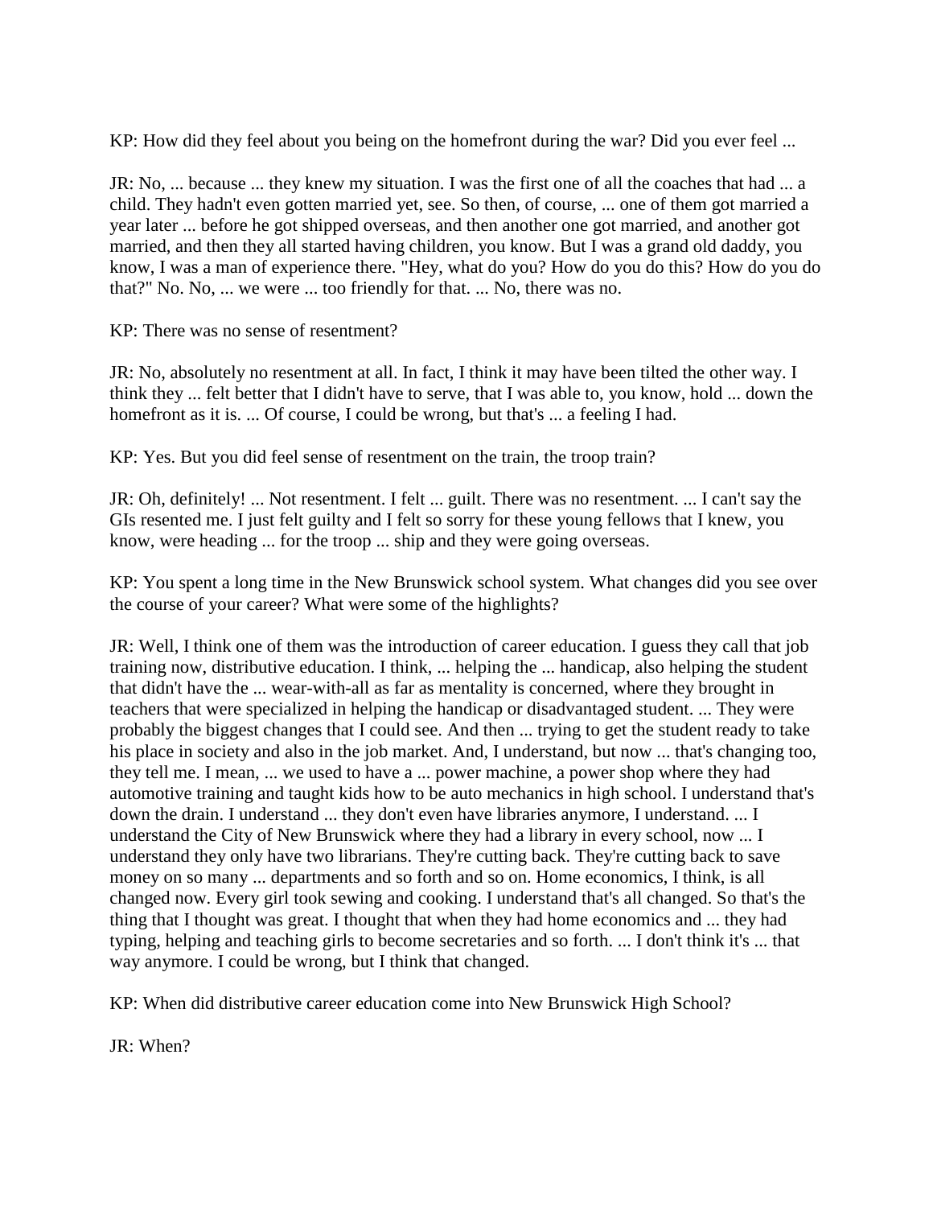KP: How did they feel about you being on the homefront during the war? Did you ever feel ...

JR: No, ... because ... they knew my situation. I was the first one of all the coaches that had ... a child. They hadn't even gotten married yet, see. So then, of course, ... one of them got married a year later ... before he got shipped overseas, and then another one got married, and another got married, and then they all started having children, you know. But I was a grand old daddy, you know, I was a man of experience there. "Hey, what do you? How do you do this? How do you do that?" No. No, ... we were ... too friendly for that. ... No, there was no.

KP: There was no sense of resentment?

JR: No, absolutely no resentment at all. In fact, I think it may have been tilted the other way. I think they ... felt better that I didn't have to serve, that I was able to, you know, hold ... down the homefront as it is. ... Of course, I could be wrong, but that's ... a feeling I had.

KP: Yes. But you did feel sense of resentment on the train, the troop train?

JR: Oh, definitely! ... Not resentment. I felt ... guilt. There was no resentment. ... I can't say the GIs resented me. I just felt guilty and I felt so sorry for these young fellows that I knew, you know, were heading ... for the troop ... ship and they were going overseas.

KP: You spent a long time in the New Brunswick school system. What changes did you see over the course of your career? What were some of the highlights?

JR: Well, I think one of them was the introduction of career education. I guess they call that job training now, distributive education. I think, ... helping the ... handicap, also helping the student that didn't have the ... wear-with-all as far as mentality is concerned, where they brought in teachers that were specialized in helping the handicap or disadvantaged student. ... They were probably the biggest changes that I could see. And then ... trying to get the student ready to take his place in society and also in the job market. And, I understand, but now ... that's changing too, they tell me. I mean, ... we used to have a ... power machine, a power shop where they had automotive training and taught kids how to be auto mechanics in high school. I understand that's down the drain. I understand ... they don't even have libraries anymore, I understand. ... I understand the City of New Brunswick where they had a library in every school, now ... I understand they only have two librarians. They're cutting back. They're cutting back to save money on so many ... departments and so forth and so on. Home economics, I think, is all changed now. Every girl took sewing and cooking. I understand that's all changed. So that's the thing that I thought was great. I thought that when they had home economics and ... they had typing, helping and teaching girls to become secretaries and so forth. ... I don't think it's ... that way anymore. I could be wrong, but I think that changed.

KP: When did distributive career education come into New Brunswick High School?

JR: When?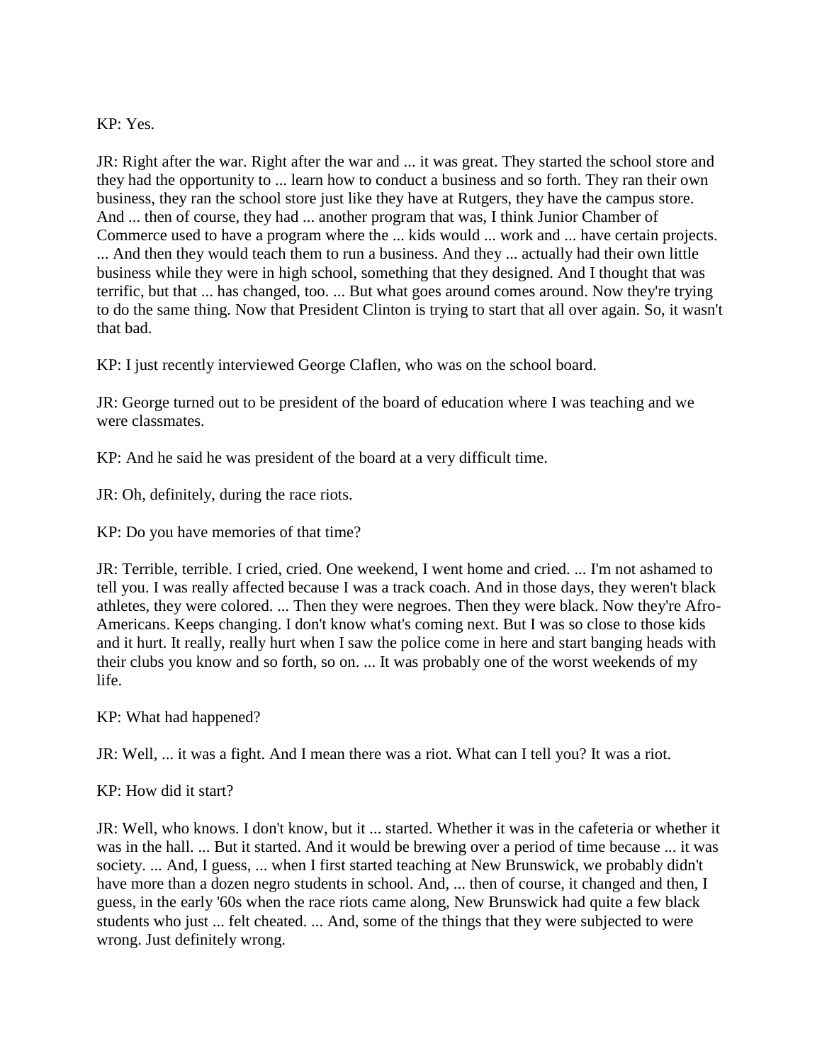KP: Yes.

JR: Right after the war. Right after the war and ... it was great. They started the school store and they had the opportunity to ... learn how to conduct a business and so forth. They ran their own business, they ran the school store just like they have at Rutgers, they have the campus store. And ... then of course, they had ... another program that was, I think Junior Chamber of Commerce used to have a program where the ... kids would ... work and ... have certain projects. ... And then they would teach them to run a business. And they ... actually had their own little business while they were in high school, something that they designed. And I thought that was terrific, but that ... has changed, too. ... But what goes around comes around. Now they're trying to do the same thing. Now that President Clinton is trying to start that all over again. So, it wasn't that bad.

KP: I just recently interviewed George Claflen, who was on the school board.

JR: George turned out to be president of the board of education where I was teaching and we were classmates.

KP: And he said he was president of the board at a very difficult time.

JR: Oh, definitely, during the race riots.

KP: Do you have memories of that time?

JR: Terrible, terrible. I cried, cried. One weekend, I went home and cried. ... I'm not ashamed to tell you. I was really affected because I was a track coach. And in those days, they weren't black athletes, they were colored. ... Then they were negroes. Then they were black. Now they're Afro-Americans. Keeps changing. I don't know what's coming next. But I was so close to those kids and it hurt. It really, really hurt when I saw the police come in here and start banging heads with their clubs you know and so forth, so on. ... It was probably one of the worst weekends of my life.

KP: What had happened?

JR: Well, ... it was a fight. And I mean there was a riot. What can I tell you? It was a riot.

KP: How did it start?

JR: Well, who knows. I don't know, but it ... started. Whether it was in the cafeteria or whether it was in the hall. ... But it started. And it would be brewing over a period of time because ... it was society. ... And, I guess, ... when I first started teaching at New Brunswick, we probably didn't have more than a dozen negro students in school. And, ... then of course, it changed and then, I guess, in the early '60s when the race riots came along, New Brunswick had quite a few black students who just ... felt cheated. ... And, some of the things that they were subjected to were wrong. Just definitely wrong.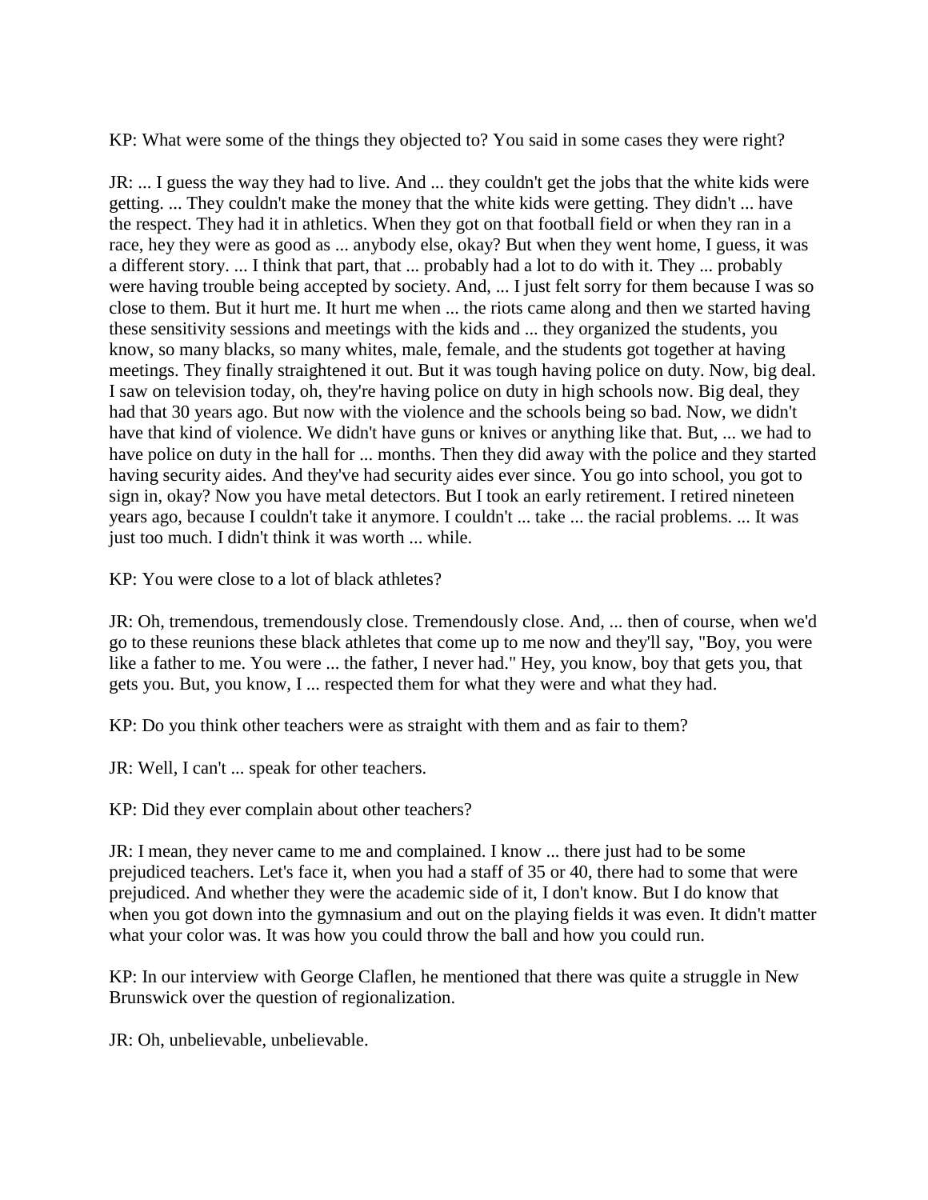KP: What were some of the things they objected to? You said in some cases they were right?

JR: ... I guess the way they had to live. And ... they couldn't get the jobs that the white kids were getting. ... They couldn't make the money that the white kids were getting. They didn't ... have the respect. They had it in athletics. When they got on that football field or when they ran in a race, hey they were as good as ... anybody else, okay? But when they went home, I guess, it was a different story. ... I think that part, that ... probably had a lot to do with it. They ... probably were having trouble being accepted by society. And, ... I just felt sorry for them because I was so close to them. But it hurt me. It hurt me when ... the riots came along and then we started having these sensitivity sessions and meetings with the kids and ... they organized the students, you know, so many blacks, so many whites, male, female, and the students got together at having meetings. They finally straightened it out. But it was tough having police on duty. Now, big deal. I saw on television today, oh, they're having police on duty in high schools now. Big deal, they had that 30 years ago. But now with the violence and the schools being so bad. Now, we didn't have that kind of violence. We didn't have guns or knives or anything like that. But, ... we had to have police on duty in the hall for ... months. Then they did away with the police and they started having security aides. And they've had security aides ever since. You go into school, you got to sign in, okay? Now you have metal detectors. But I took an early retirement. I retired nineteen years ago, because I couldn't take it anymore. I couldn't ... take ... the racial problems. ... It was just too much. I didn't think it was worth ... while.

KP: You were close to a lot of black athletes?

JR: Oh, tremendous, tremendously close. Tremendously close. And, ... then of course, when we'd go to these reunions these black athletes that come up to me now and they'll say, "Boy, you were like a father to me. You were ... the father, I never had." Hey, you know, boy that gets you, that gets you. But, you know, I ... respected them for what they were and what they had.

KP: Do you think other teachers were as straight with them and as fair to them?

JR: Well, I can't ... speak for other teachers.

KP: Did they ever complain about other teachers?

JR: I mean, they never came to me and complained. I know ... there just had to be some prejudiced teachers. Let's face it, when you had a staff of 35 or 40, there had to some that were prejudiced. And whether they were the academic side of it, I don't know. But I do know that when you got down into the gymnasium and out on the playing fields it was even. It didn't matter what your color was. It was how you could throw the ball and how you could run.

KP: In our interview with George Claflen, he mentioned that there was quite a struggle in New Brunswick over the question of regionalization.

JR: Oh, unbelievable, unbelievable.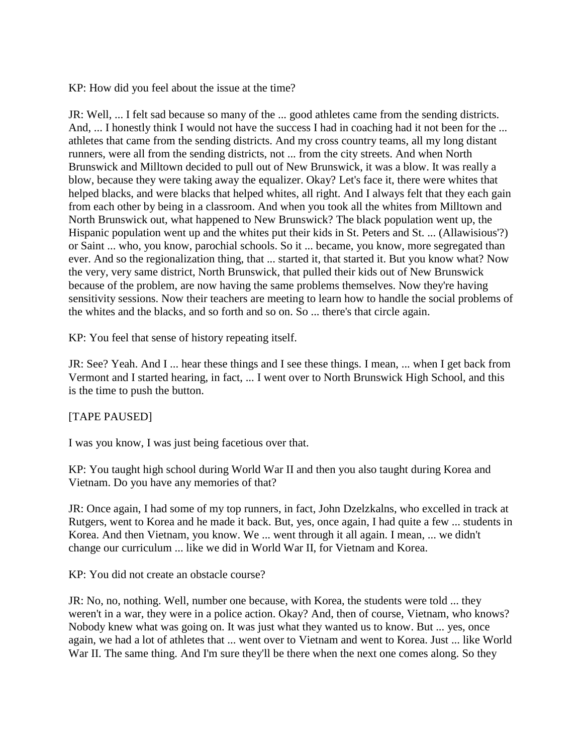KP: How did you feel about the issue at the time?

JR: Well, ... I felt sad because so many of the ... good athletes came from the sending districts. And, ... I honestly think I would not have the success I had in coaching had it not been for the ... athletes that came from the sending districts. And my cross country teams, all my long distant runners, were all from the sending districts, not ... from the city streets. And when North Brunswick and Milltown decided to pull out of New Brunswick, it was a blow. It was really a blow, because they were taking away the equalizer. Okay? Let's face it, there were whites that helped blacks, and were blacks that helped whites, all right. And I always felt that they each gain from each other by being in a classroom. And when you took all the whites from Milltown and North Brunswick out, what happened to New Brunswick? The black population went up, the Hispanic population went up and the whites put their kids in St. Peters and St. ... (Allawisious'?) or Saint ... who, you know, parochial schools. So it ... became, you know, more segregated than ever. And so the regionalization thing, that ... started it, that started it. But you know what? Now the very, very same district, North Brunswick, that pulled their kids out of New Brunswick because of the problem, are now having the same problems themselves. Now they're having sensitivity sessions. Now their teachers are meeting to learn how to handle the social problems of the whites and the blacks, and so forth and so on. So ... there's that circle again.

KP: You feel that sense of history repeating itself.

JR: See? Yeah. And I ... hear these things and I see these things. I mean, ... when I get back from Vermont and I started hearing, in fact, ... I went over to North Brunswick High School, and this is the time to push the button.

[TAPE PAUSED]

I was you know, I was just being facetious over that.

KP: You taught high school during World War II and then you also taught during Korea and Vietnam. Do you have any memories of that?

JR: Once again, I had some of my top runners, in fact, John Dzelzkalns, who excelled in track at Rutgers, went to Korea and he made it back. But, yes, once again, I had quite a few ... students in Korea. And then Vietnam, you know. We ... went through it all again. I mean, ... we didn't change our curriculum ... like we did in World War II, for Vietnam and Korea.

KP: You did not create an obstacle course?

JR: No, no, nothing. Well, number one because, with Korea, the students were told ... they weren't in a war, they were in a police action. Okay? And, then of course, Vietnam, who knows? Nobody knew what was going on. It was just what they wanted us to know. But ... yes, once again, we had a lot of athletes that ... went over to Vietnam and went to Korea. Just ... like World War II. The same thing. And I'm sure they'll be there when the next one comes along. So they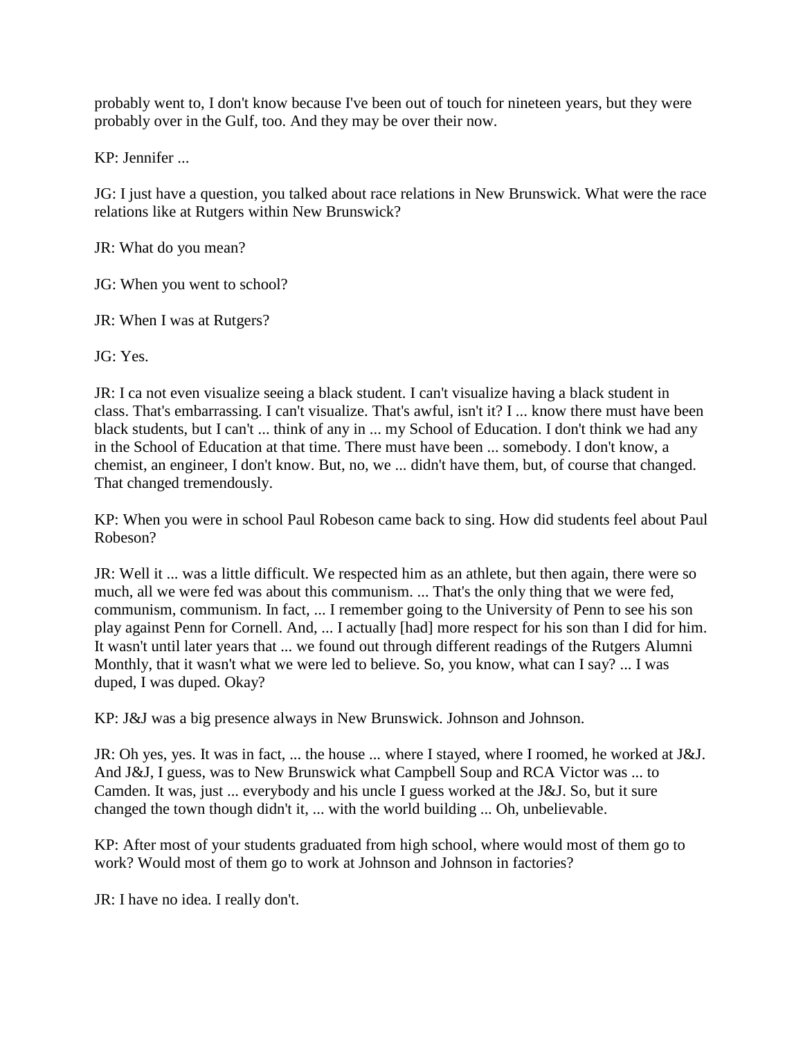probably went to, I don't know because I've been out of touch for nineteen years, but they were probably over in the Gulf, too. And they may be over their now.

KP: Jennifer ...

JG: I just have a question, you talked about race relations in New Brunswick. What were the race relations like at Rutgers within New Brunswick?

JR: What do you mean?

JG: When you went to school?

JR: When I was at Rutgers?

JG: Yes.

JR: I ca not even visualize seeing a black student. I can't visualize having a black student in class. That's embarrassing. I can't visualize. That's awful, isn't it? I ... know there must have been black students, but I can't ... think of any in ... my School of Education. I don't think we had any in the School of Education at that time. There must have been ... somebody. I don't know, a chemist, an engineer, I don't know. But, no, we ... didn't have them, but, of course that changed. That changed tremendously.

KP: When you were in school Paul Robeson came back to sing. How did students feel about Paul Robeson?

JR: Well it ... was a little difficult. We respected him as an athlete, but then again, there were so much, all we were fed was about this communism. ... That's the only thing that we were fed, communism, communism. In fact, ... I remember going to the University of Penn to see his son play against Penn for Cornell. And, ... I actually [had] more respect for his son than I did for him. It wasn't until later years that ... we found out through different readings of the Rutgers Alumni Monthly, that it wasn't what we were led to believe. So, you know, what can I say? ... I was duped, I was duped. Okay?

KP: J&J was a big presence always in New Brunswick. Johnson and Johnson.

JR: Oh yes, yes. It was in fact, ... the house ... where I stayed, where I roomed, he worked at J&J. And J&J, I guess, was to New Brunswick what Campbell Soup and RCA Victor was ... to Camden. It was, just ... everybody and his uncle I guess worked at the J&J. So, but it sure changed the town though didn't it, ... with the world building ... Oh, unbelievable.

KP: After most of your students graduated from high school, where would most of them go to work? Would most of them go to work at Johnson and Johnson in factories?

JR: I have no idea. I really don't.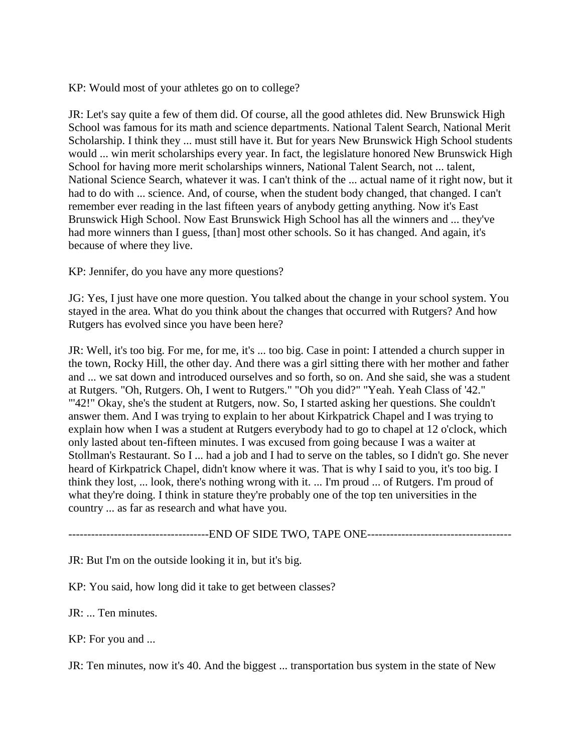KP: Would most of your athletes go on to college?

JR: Let's say quite a few of them did. Of course, all the good athletes did. New Brunswick High School was famous for its math and science departments. National Talent Search, National Merit Scholarship. I think they ... must still have it. But for years New Brunswick High School students would ... win merit scholarships every year. In fact, the legislature honored New Brunswick High School for having more merit scholarships winners, National Talent Search, not ... talent, National Science Search, whatever it was. I can't think of the ... actual name of it right now, but it had to do with ... science. And, of course, when the student body changed, that changed. I can't remember ever reading in the last fifteen years of anybody getting anything. Now it's East Brunswick High School. Now East Brunswick High School has all the winners and ... they've had more winners than I guess, [than] most other schools. So it has changed. And again, it's because of where they live.

KP: Jennifer, do you have any more questions?

JG: Yes, I just have one more question. You talked about the change in your school system. You stayed in the area. What do you think about the changes that occurred with Rutgers? And how Rutgers has evolved since you have been here?

JR: Well, it's too big. For me, for me, it's ... too big. Case in point: I attended a church supper in the town, Rocky Hill, the other day. And there was a girl sitting there with her mother and father and ... we sat down and introduced ourselves and so forth, so on. And she said, she was a student at Rutgers. "Oh, Rutgers. Oh, I went to Rutgers." "Oh you did?" "Yeah. Yeah Class of '42." "'42!" Okay, she's the student at Rutgers, now. So, I started asking her questions. She couldn't answer them. And I was trying to explain to her about Kirkpatrick Chapel and I was trying to explain how when I was a student at Rutgers everybody had to go to chapel at 12 o'clock, which only lasted about ten-fifteen minutes. I was excused from going because I was a waiter at Stollman's Restaurant. So I ... had a job and I had to serve on the tables, so I didn't go. She never heard of Kirkpatrick Chapel, didn't know where it was. That is why I said to you, it's too big. I think they lost, ... look, there's nothing wrong with it. ... I'm proud ... of Rutgers. I'm proud of what they're doing. I think in stature they're probably one of the top ten universities in the country ... as far as research and what have you.

------------------------------------END OF SIDE TWO, TAPE ONE--------------------------------------

JR: But I'm on the outside looking it in, but it's big.

KP: You said, how long did it take to get between classes?

JR: ... Ten minutes.

KP: For you and ...

JR: Ten minutes, now it's 40. And the biggest ... transportation bus system in the state of New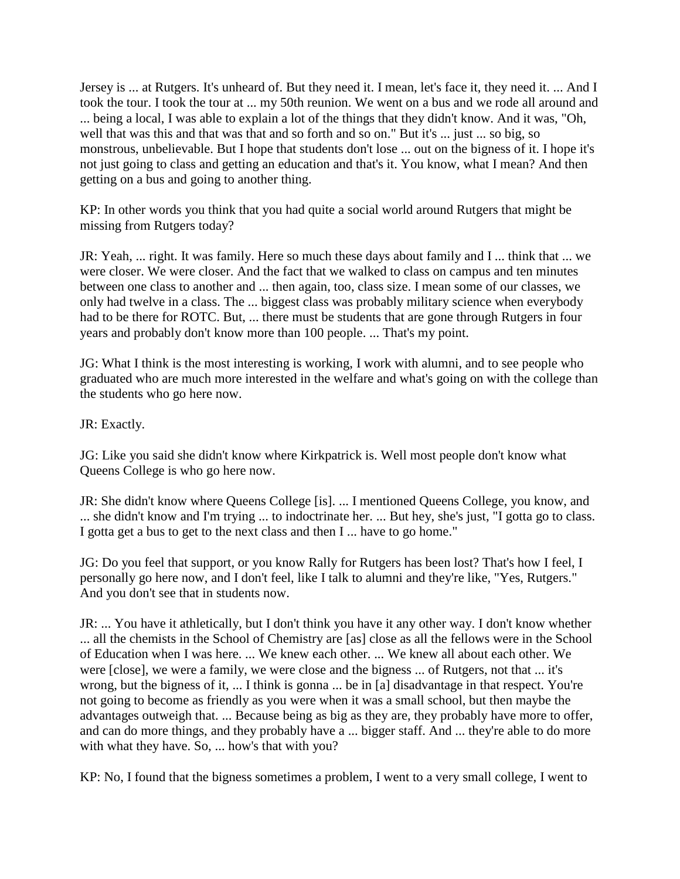Jersey is ... at Rutgers. It's unheard of. But they need it. I mean, let's face it, they need it. ... And I took the tour. I took the tour at ... my 50th reunion. We went on a bus and we rode all around and ... being a local, I was able to explain a lot of the things that they didn't know. And it was, "Oh, well that was this and that was that and so forth and so on." But it's ... just ... so big, so monstrous, unbelievable. But I hope that students don't lose ... out on the bigness of it. I hope it's not just going to class and getting an education and that's it. You know, what I mean? And then getting on a bus and going to another thing.

KP: In other words you think that you had quite a social world around Rutgers that might be missing from Rutgers today?

JR: Yeah, ... right. It was family. Here so much these days about family and I ... think that ... we were closer. We were closer. And the fact that we walked to class on campus and ten minutes between one class to another and ... then again, too, class size. I mean some of our classes, we only had twelve in a class. The ... biggest class was probably military science when everybody had to be there for ROTC. But, ... there must be students that are gone through Rutgers in four years and probably don't know more than 100 people. ... That's my point.

JG: What I think is the most interesting is working, I work with alumni, and to see people who graduated who are much more interested in the welfare and what's going on with the college than the students who go here now.

JR: Exactly.

JG: Like you said she didn't know where Kirkpatrick is. Well most people don't know what Queens College is who go here now.

JR: She didn't know where Queens College [is]. ... I mentioned Queens College, you know, and ... she didn't know and I'm trying ... to indoctrinate her. ... But hey, she's just, "I gotta go to class. I gotta get a bus to get to the next class and then I ... have to go home."

JG: Do you feel that support, or you know Rally for Rutgers has been lost? That's how I feel, I personally go here now, and I don't feel, like I talk to alumni and they're like, "Yes, Rutgers." And you don't see that in students now.

JR: ... You have it athletically, but I don't think you have it any other way. I don't know whether ... all the chemists in the School of Chemistry are [as] close as all the fellows were in the School of Education when I was here. ... We knew each other. ... We knew all about each other. We were [close], we were a family, we were close and the bigness ... of Rutgers, not that ... it's wrong, but the bigness of it, ... I think is gonna ... be in [a] disadvantage in that respect. You're not going to become as friendly as you were when it was a small school, but then maybe the advantages outweigh that. ... Because being as big as they are, they probably have more to offer, and can do more things, and they probably have a ... bigger staff. And ... they're able to do more with what they have. So, ... how's that with you?

KP: No, I found that the bigness sometimes a problem, I went to a very small college, I went to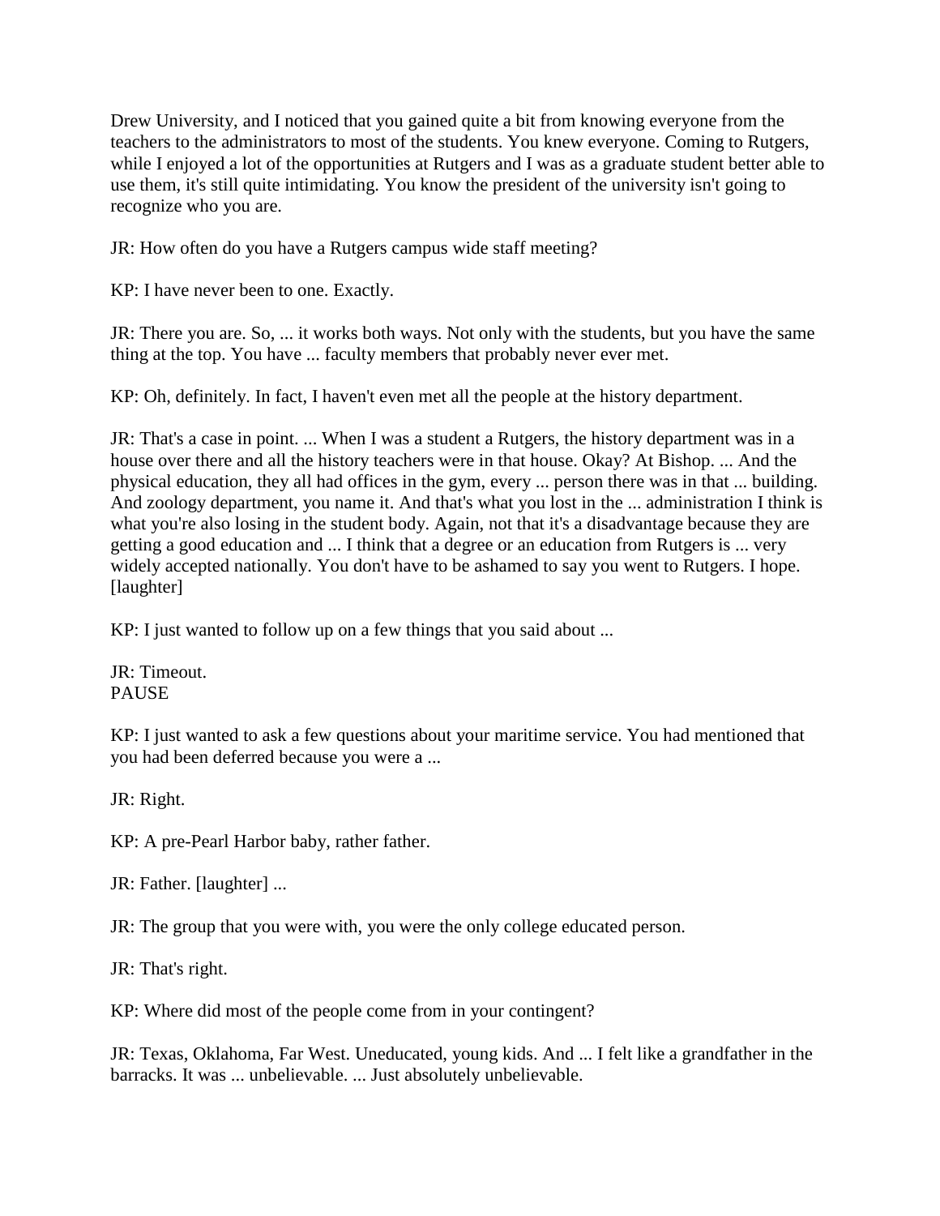Drew University, and I noticed that you gained quite a bit from knowing everyone from the teachers to the administrators to most of the students. You knew everyone. Coming to Rutgers, while I enjoyed a lot of the opportunities at Rutgers and I was as a graduate student better able to use them, it's still quite intimidating. You know the president of the university isn't going to recognize who you are.

JR: How often do you have a Rutgers campus wide staff meeting?

KP: I have never been to one. Exactly.

JR: There you are. So, ... it works both ways. Not only with the students, but you have the same thing at the top. You have ... faculty members that probably never ever met.

KP: Oh, definitely. In fact, I haven't even met all the people at the history department.

JR: That's a case in point. ... When I was a student a Rutgers, the history department was in a house over there and all the history teachers were in that house. Okay? At Bishop. ... And the physical education, they all had offices in the gym, every ... person there was in that ... building. And zoology department, you name it. And that's what you lost in the ... administration I think is what you're also losing in the student body. Again, not that it's a disadvantage because they are getting a good education and ... I think that a degree or an education from Rutgers is ... very widely accepted nationally. You don't have to be ashamed to say you went to Rutgers. I hope. [laughter]

KP: I just wanted to follow up on a few things that you said about ...

JR: Timeout.
PAUSE

KP: I just wanted to ask a few questions about your maritime service. You had mentioned that you had been deferred because you were a ...

JR: Right.

KP: A pre-Pearl Harbor baby, rather father.

JR: Father. [laughter] ...

JR: The group that you were with, you were the only college educated person.

JR: That's right.

KP: Where did most of the people come from in your contingent?

JR: Texas, Oklahoma, Far West. Uneducated, young kids. And ... I felt like a grandfather in the barracks. It was ... unbelievable. ... Just absolutely unbelievable.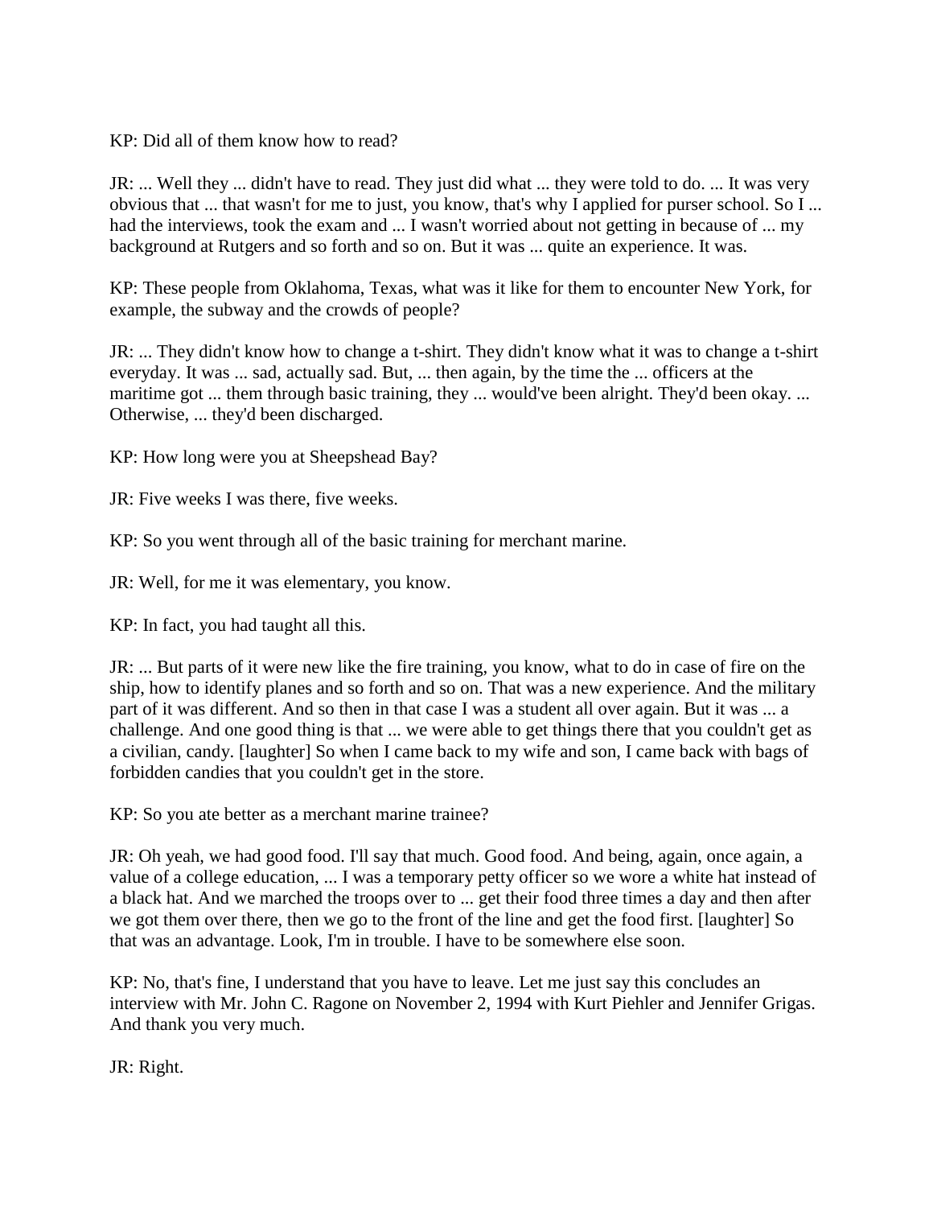KP: Did all of them know how to read?

JR: ... Well they ... didn't have to read. They just did what ... they were told to do. ... It was very obvious that ... that wasn't for me to just, you know, that's why I applied for purser school. So I ... had the interviews, took the exam and ... I wasn't worried about not getting in because of ... my background at Rutgers and so forth and so on. But it was ... quite an experience. It was.

KP: These people from Oklahoma, Texas, what was it like for them to encounter New York, for example, the subway and the crowds of people?

JR: ... They didn't know how to change a t-shirt. They didn't know what it was to change a t-shirt everyday. It was ... sad, actually sad. But, ... then again, by the time the ... officers at the maritime got ... them through basic training, they ... would've been alright. They'd been okay. ... Otherwise, ... they'd been discharged.

KP: How long were you at Sheepshead Bay?

JR: Five weeks I was there, five weeks.

KP: So you went through all of the basic training for merchant marine.

JR: Well, for me it was elementary, you know.

KP: In fact, you had taught all this.

JR: ... But parts of it were new like the fire training, you know, what to do in case of fire on the ship, how to identify planes and so forth and so on. That was a new experience. And the military part of it was different. And so then in that case I was a student all over again. But it was ... a challenge. And one good thing is that ... we were able to get things there that you couldn't get as a civilian, candy. [laughter] So when I came back to my wife and son, I came back with bags of forbidden candies that you couldn't get in the store.

KP: So you ate better as a merchant marine trainee?

JR: Oh yeah, we had good food. I'll say that much. Good food. And being, again, once again, a value of a college education, ... I was a temporary petty officer so we wore a white hat instead of a black hat. And we marched the troops over to ... get their food three times a day and then after we got them over there, then we go to the front of the line and get the food first. [laughter] So that was an advantage. Look, I'm in trouble. I have to be somewhere else soon.

KP: No, that's fine, I understand that you have to leave. Let me just say this concludes an interview with Mr. John C. Ragone on November 2, 1994 with Kurt Piehler and Jennifer Grigas. And thank you very much.

JR: Right.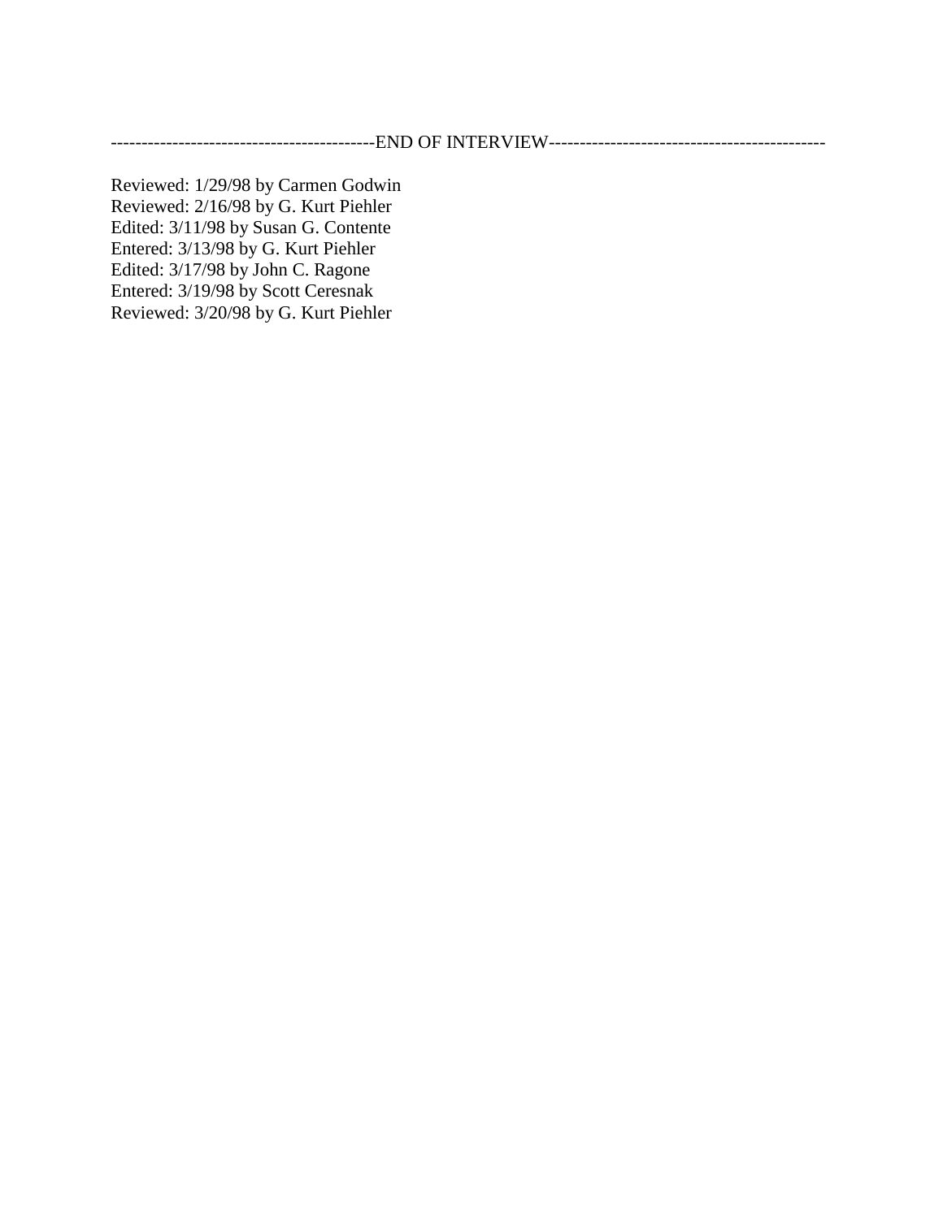------------------------------------------END OF INTERVIEW--------------------------------------------

Reviewed: 1/29/98 by Carmen Godwin
Reviewed: 2/16/98 by G. Kurt Piehler
Edited: 3/11/98 by Susan G. Contente
Entered: 3/13/98 by G. Kurt Piehler
Edited: 3/17/98 by John C. Ragone
Entered: 3/19/98 by Scott Ceresnak
Reviewed: 3/20/98 by G. Kurt Piehler